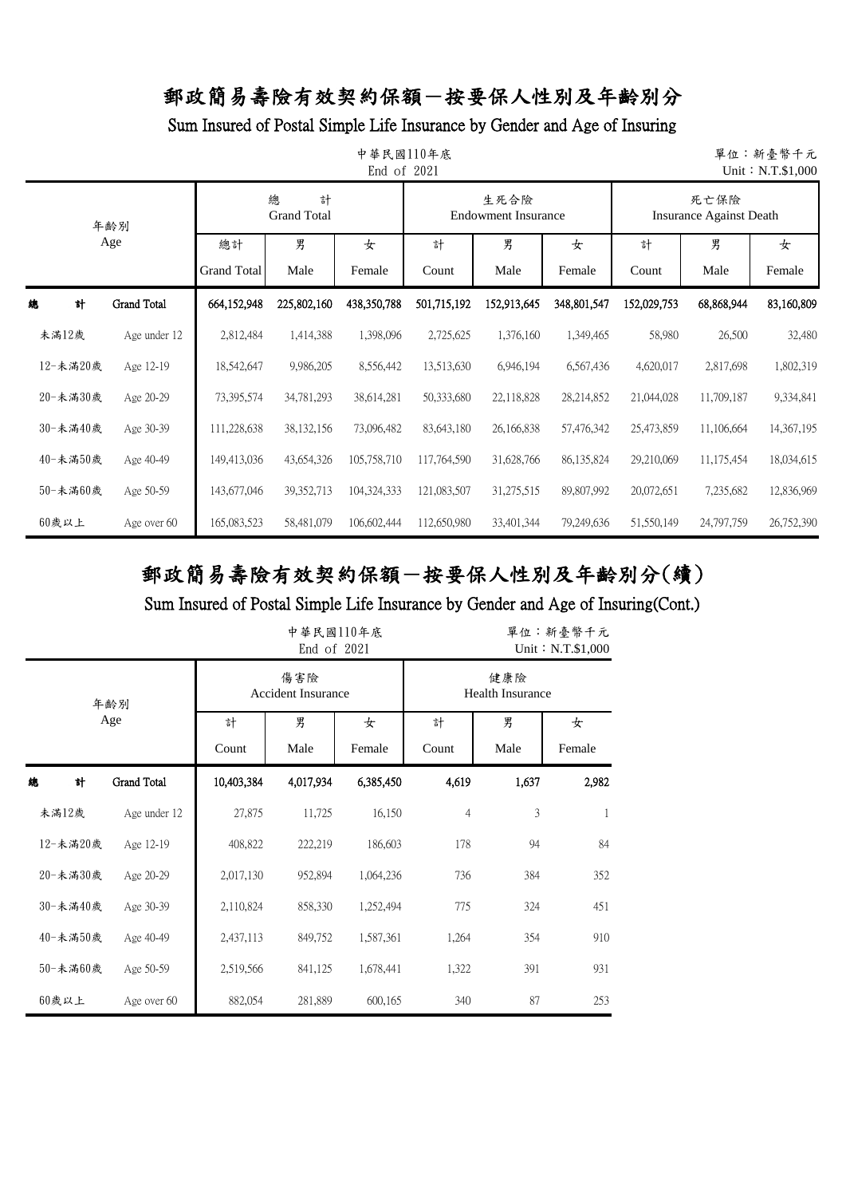# 郵政簡易壽險有效契約保額－按要保人性別及年齡別分

Sum Insured of Postal Simple Life Insurance by Gender and Age of Insuring

中華民國110年底
End of 2021

單位：新臺幣千元
Unit：N.T.$1,000

| 年齡別 Age | | 總計 Grand Total | | | 生死合險 Endowment Insurance | | | 死亡保險 Insurance Against Death | | |
|---|---|---|---|---|---|---|---|---|---|---|
| | | 總計 Grand Total | 男 Male | 女 Female | 計 Count | 男 Male | 女 Female | 計 Count | 男 Male | 女 Female |
| **總計** | **Grand Total** | **664,152,948** | **225,802,160** | **438,350,788** | **501,715,192** | **152,913,645** | **348,801,547** | **152,029,753** | **68,868,944** | **83,160,809** |
| 未滿12歲 | Age under 12 | 2,812,484 | 1,414,388 | 1,398,096 | 2,725,625 | 1,376,160 | 1,349,465 | 58,980 | 26,500 | 32,480 |
| 12-未滿20歲 | Age 12-19 | 18,542,647 | 9,986,205 | 8,556,442 | 13,513,630 | 6,946,194 | 6,567,436 | 4,620,017 | 2,817,698 | 1,802,319 |
| 20-未滿30歲 | Age 20-29 | 73,395,574 | 34,781,293 | 38,614,281 | 50,333,680 | 22,118,828 | 28,214,852 | 21,044,028 | 11,709,187 | 9,334,841 |
| 30-未滿40歲 | Age 30-39 | 111,228,638 | 38,132,156 | 73,096,482 | 83,643,180 | 26,166,838 | 57,476,342 | 25,473,859 | 11,106,664 | 14,367,195 |
| 40-未滿50歲 | Age 40-49 | 149,413,036 | 43,654,326 | 105,758,710 | 117,764,590 | 31,628,766 | 86,135,824 | 29,210,069 | 11,175,454 | 18,034,615 |
| 50-未滿60歲 | Age 50-59 | 143,677,046 | 39,352,713 | 104,324,333 | 121,083,507 | 31,275,515 | 89,807,992 | 20,072,651 | 7,235,682 | 12,836,969 |
| 60歲以上 | Age over 60 | 165,083,523 | 58,481,079 | 106,602,444 | 112,650,980 | 33,401,344 | 79,249,636 | 51,550,149 | 24,797,759 | 26,752,390 |

# 郵政簡易壽險有效契約保額－按要保人性別及年齡別分(續)

Sum Insured of Postal Simple Life Insurance by Gender and Age of Insuring(Cont.)

中華民國110年底
End of 2021

單位：新臺幣千元
Unit：N.T.$1,000

| 年齡別 Age | | 傷害險 Accident Insurance | | | 健康險 Health Insurance | | |
|---|---|---|---|---|---|---|---|
| | | 計 Count | 男 Male | 女 Female | 計 Count | 男 Male | 女 Female |
| **總計** | **Grand Total** | **10,403,384** | **4,017,934** | **6,385,450** | **4,619** | **1,637** | **2,982** |
| 未滿12歲 | Age under 12 | 27,875 | 11,725 | 16,150 | 4 | 3 | 1 |
| 12-未滿20歲 | Age 12-19 | 408,822 | 222,219 | 186,603 | 178 | 94 | 84 |
| 20-未滿30歲 | Age 20-29 | 2,017,130 | 952,894 | 1,064,236 | 736 | 384 | 352 |
| 30-未滿40歲 | Age 30-39 | 2,110,824 | 858,330 | 1,252,494 | 775 | 324 | 451 |
| 40-未滿50歲 | Age 40-49 | 2,437,113 | 849,752 | 1,587,361 | 1,264 | 354 | 910 |
| 50-未滿60歲 | Age 50-59 | 2,519,566 | 841,125 | 1,678,441 | 1,322 | 391 | 931 |
| 60歲以上 | Age over 60 | 882,054 | 281,889 | 600,165 | 340 | 87 | 253 |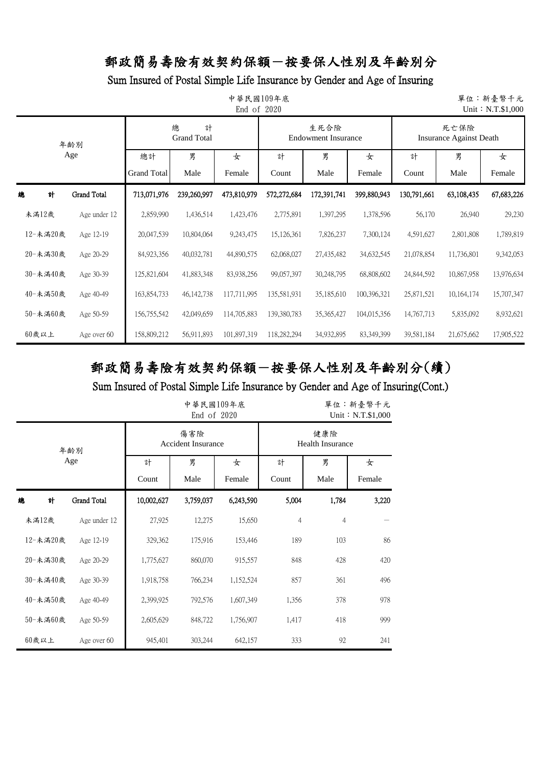# 郵政簡易壽險有效契約保額－按要保人性別及年齡別分

## Sum Insured of Postal Simple Life Insurance by Gender and Age of Insuring

中華民國109年底
End of 2020

單位：新臺幣千元
Unit：N.T.$1,000

| 年齡別 Age | | 總計 Grand Total | | | 生死合險 Endowment Insurance | | | 死亡保險 Insurance Against Death | | |
|---|---|---|---|---|---|---|---|---|---|---|
| | | 總計 Grand Total | 男 Male | 女 Female | 計 Count | 男 Male | 女 Female | 計 Count | 男 Male | 女 Female |
| 總計 | Grand Total | 713,071,976 | 239,260,997 | 473,810,979 | 572,272,684 | 172,391,741 | 399,880,943 | 130,791,661 | 63,108,435 | 67,683,226 |
| 未滿12歲 | Age under 12 | 2,859,990 | 1,436,514 | 1,423,476 | 2,775,891 | 1,397,295 | 1,378,596 | 56,170 | 26,940 | 29,230 |
| 12-未滿20歲 | Age 12-19 | 20,047,539 | 10,804,064 | 9,243,475 | 15,126,361 | 7,826,237 | 7,300,124 | 4,591,627 | 2,801,808 | 1,789,819 |
| 20-未滿30歲 | Age 20-29 | 84,923,356 | 40,032,781 | 44,890,575 | 62,068,027 | 27,435,482 | 34,632,545 | 21,078,854 | 11,736,801 | 9,342,053 |
| 30-未滿40歲 | Age 30-39 | 125,821,604 | 41,883,348 | 83,938,256 | 99,057,397 | 30,248,795 | 68,808,602 | 24,844,592 | 10,867,958 | 13,976,634 |
| 40-未滿50歲 | Age 40-49 | 163,854,733 | 46,142,738 | 117,711,995 | 135,581,931 | 35,185,610 | 100,396,321 | 25,871,521 | 10,164,174 | 15,707,347 |
| 50-未滿60歲 | Age 50-59 | 156,755,542 | 42,049,659 | 114,705,883 | 139,380,783 | 35,365,427 | 104,015,356 | 14,767,713 | 5,835,092 | 8,932,621 |
| 60歲以上 | Age over 60 | 158,809,212 | 56,911,893 | 101,897,319 | 118,282,294 | 34,932,895 | 83,349,399 | 39,581,184 | 21,675,662 | 17,905,522 |

# 郵政簡易壽險有效契約保額－按要保人性別及年齡別分(續)

## Sum Insured of Postal Simple Life Insurance by Gender and Age of Insuring(Cont.)

中華民國109年底
End of 2020

單位：新臺幣千元
Unit：N.T.$1,000

| 年齡別 Age | | 傷害險 Accident Insurance | | | 健康險 Health Insurance | | |
|---|---|---|---|---|---|---|---|
| | | 計 Count | 男 Male | 女 Female | 計 Count | 男 Male | 女 Female |
| 總計 | Grand Total | 10,002,627 | 3,759,037 | 6,243,590 | 5,004 | 1,784 | 3,220 |
| 未滿12歲 | Age under 12 | 27,925 | 12,275 | 15,650 | 4 | 4 | — |
| 12-未滿20歲 | Age 12-19 | 329,362 | 175,916 | 153,446 | 189 | 103 | 86 |
| 20-未滿30歲 | Age 20-29 | 1,775,627 | 860,070 | 915,557 | 848 | 428 | 420 |
| 30-未滿40歲 | Age 30-39 | 1,918,758 | 766,234 | 1,152,524 | 857 | 361 | 496 |
| 40-未滿50歲 | Age 40-49 | 2,399,925 | 792,576 | 1,607,349 | 1,356 | 378 | 978 |
| 50-未滿60歲 | Age 50-59 | 2,605,629 | 848,722 | 1,756,907 | 1,417 | 418 | 999 |
| 60歲以上 | Age over 60 | 945,401 | 303,244 | 642,157 | 333 | 92 | 241 |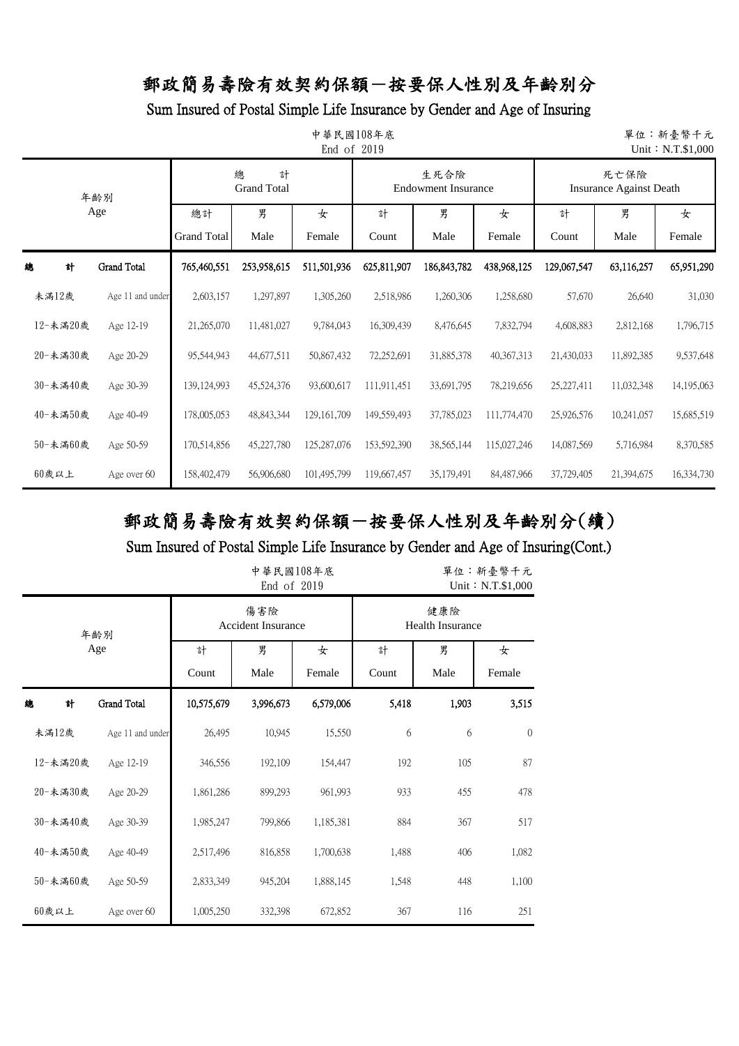# 郵政簡易壽險有效契約保額－按要保人性別及年齡別分

## Sum Insured of Postal Simple Life Insurance by Gender and Age of Insuring

中華民國108年底
End of 2019

單位：新臺幣千元
Unit：N.T.$1,000

| 年齡別 Age | | 總計 Grand Total | | | 生死合險 Endowment Insurance | | | 死亡保險 Insurance Against Death | | |
|---|---|---|---|---|---|---|---|---|---|---|
| | | 總計 Grand Total | 男 Male | 女 Female | 計 Count | 男 Male | 女 Female | 計 Count | 男 Male | 女 Female |
| 總　　計 | Grand Total | 765,460,551 | 253,958,615 | 511,501,936 | 625,811,907 | 186,843,782 | 438,968,125 | 129,067,547 | 63,116,257 | 65,951,290 |
| 未滿12歲 | Age 11 and under | 2,603,157 | 1,297,897 | 1,305,260 | 2,518,986 | 1,260,306 | 1,258,680 | 57,670 | 26,640 | 31,030 |
| 12-未滿20歲 | Age 12-19 | 21,265,070 | 11,481,027 | 9,784,043 | 16,309,439 | 8,476,645 | 7,832,794 | 4,608,883 | 2,812,168 | 1,796,715 |
| 20-未滿30歲 | Age 20-29 | 95,544,943 | 44,677,511 | 50,867,432 | 72,252,691 | 31,885,378 | 40,367,313 | 21,430,033 | 11,892,385 | 9,537,648 |
| 30-未滿40歲 | Age 30-39 | 139,124,993 | 45,524,376 | 93,600,617 | 111,911,451 | 33,691,795 | 78,219,656 | 25,227,411 | 11,032,348 | 14,195,063 |
| 40-未滿50歲 | Age 40-49 | 178,005,053 | 48,843,344 | 129,161,709 | 149,559,493 | 37,785,023 | 111,774,470 | 25,926,576 | 10,241,057 | 15,685,519 |
| 50-未滿60歲 | Age 50-59 | 170,514,856 | 45,227,780 | 125,287,076 | 153,592,390 | 38,565,144 | 115,027,246 | 14,087,569 | 5,716,984 | 8,370,585 |
| 60歲以上 | Age over 60 | 158,402,479 | 56,906,680 | 101,495,799 | 119,667,457 | 35,179,491 | 84,487,966 | 37,729,405 | 21,394,675 | 16,334,730 |

# 郵政簡易壽險有效契約保額－按要保人性別及年齡別分(續)

## Sum Insured of Postal Simple Life Insurance by Gender and Age of Insuring(Cont.)

中華民國108年底
End of 2019

單位：新臺幣千元
Unit：N.T.$1,000

| 年齡別 Age | | 傷害險 Accident Insurance | | | 健康險 Health Insurance | | |
|---|---|---|---|---|---|---|---|
| | | 計 Count | 男 Male | 女 Female | 計 Count | 男 Male | 女 Female |
| 總　　計 | Grand Total | 10,575,679 | 3,996,673 | 6,579,006 | 5,418 | 1,903 | 3,515 |
| 未滿12歲 | Age 11 and under | 26,495 | 10,945 | 15,550 | 6 | 6 | 0 |
| 12-未滿20歲 | Age 12-19 | 346,556 | 192,109 | 154,447 | 192 | 105 | 87 |
| 20-未滿30歲 | Age 20-29 | 1,861,286 | 899,293 | 961,993 | 933 | 455 | 478 |
| 30-未滿40歲 | Age 30-39 | 1,985,247 | 799,866 | 1,185,381 | 884 | 367 | 517 |
| 40-未滿50歲 | Age 40-49 | 2,517,496 | 816,858 | 1,700,638 | 1,488 | 406 | 1,082 |
| 50-未滿60歲 | Age 50-59 | 2,833,349 | 945,204 | 1,888,145 | 1,548 | 448 | 1,100 |
| 60歲以上 | Age over 60 | 1,005,250 | 332,398 | 672,852 | 367 | 116 | 251 |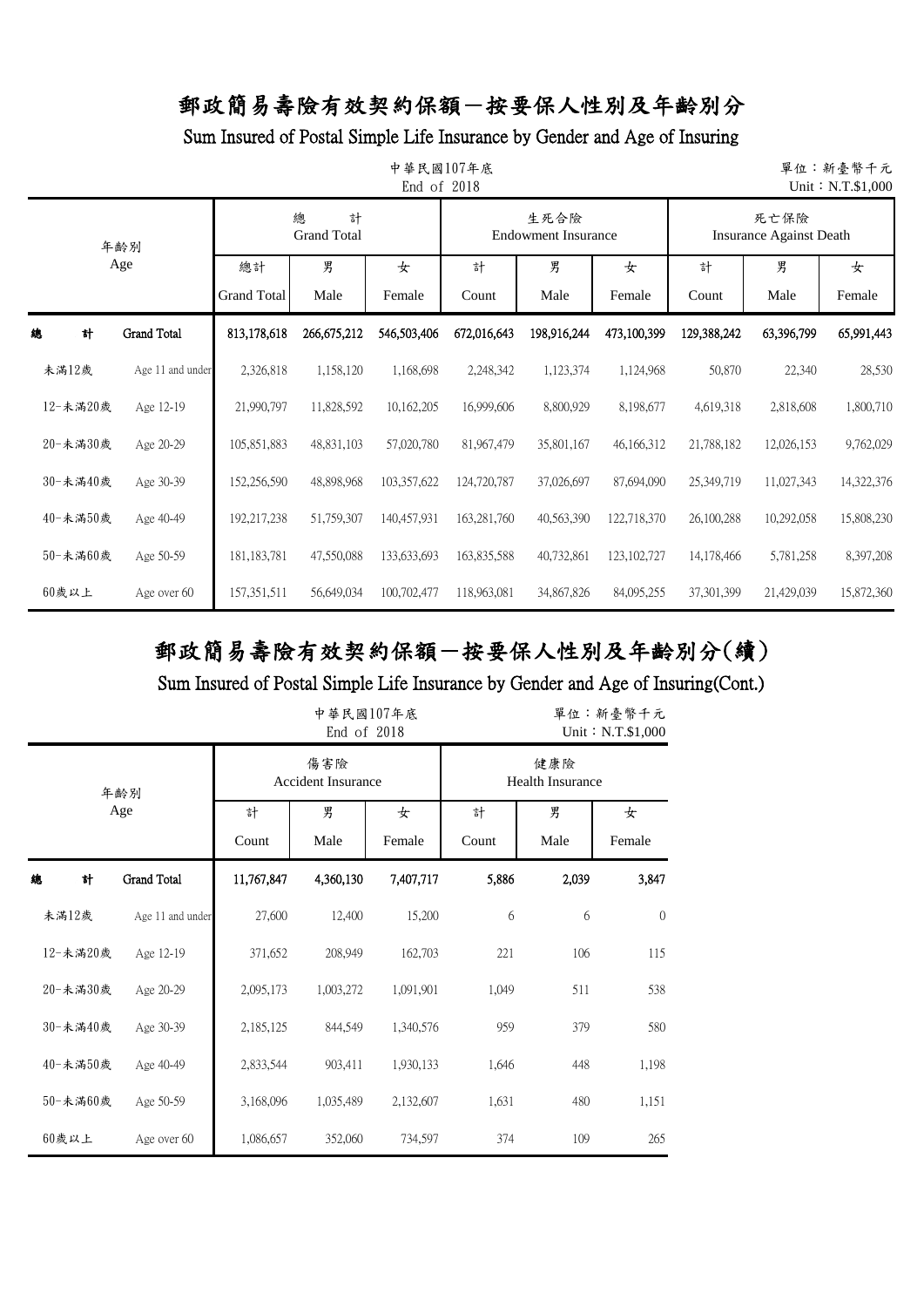# 郵政簡易壽險有效契約保額－按要保人性別及年齡別分

Sum Insured of Postal Simple Life Insurance by Gender and Age of Insuring

中華民國107年底
End of 2018

單位：新臺幣千元
Unit：N.T.$1,000

| 年齡別 Age | | 總計 Grand Total | | | 生死合險 Endowment Insurance | | | 死亡保險 Insurance Against Death | | |
|---|---|---|---|---|---|---|---|---|---|---|
| | | 總計 Grand Total | 男 Male | 女 Female | 計 Count | 男 Male | 女 Female | 計 Count | 男 Male | 女 Female |
| 總　計 | Grand Total | 813,178,618 | 266,675,212 | 546,503,406 | 672,016,643 | 198,916,244 | 473,100,399 | 129,388,242 | 63,396,799 | 65,991,443 |
| 未滿12歲 | Age 11 and under | 2,326,818 | 1,158,120 | 1,168,698 | 2,248,342 | 1,123,374 | 1,124,968 | 50,870 | 22,340 | 28,530 |
| 12-未滿20歲 | Age 12-19 | 21,990,797 | 11,828,592 | 10,162,205 | 16,999,606 | 8,800,929 | 8,198,677 | 4,619,318 | 2,818,608 | 1,800,710 |
| 20-未滿30歲 | Age 20-29 | 105,851,883 | 48,831,103 | 57,020,780 | 81,967,479 | 35,801,167 | 46,166,312 | 21,788,182 | 12,026,153 | 9,762,029 |
| 30-未滿40歲 | Age 30-39 | 152,256,590 | 48,898,968 | 103,357,622 | 124,720,787 | 37,026,697 | 87,694,090 | 25,349,719 | 11,027,343 | 14,322,376 |
| 40-未滿50歲 | Age 40-49 | 192,217,238 | 51,759,307 | 140,457,931 | 163,281,760 | 40,563,390 | 122,718,370 | 26,100,288 | 10,292,058 | 15,808,230 |
| 50-未滿60歲 | Age 50-59 | 181,183,781 | 47,550,088 | 133,633,693 | 163,835,588 | 40,732,861 | 123,102,727 | 14,178,466 | 5,781,258 | 8,397,208 |
| 60歲以上 | Age over 60 | 157,351,511 | 56,649,034 | 100,702,477 | 118,963,081 | 34,867,826 | 84,095,255 | 37,301,399 | 21,429,039 | 15,872,360 |

# 郵政簡易壽險有效契約保額－按要保人性別及年齡別分(續)

Sum Insured of Postal Simple Life Insurance by Gender and Age of Insuring(Cont.)

中華民國107年底
End of 2018

單位：新臺幣千元
Unit：N.T.$1,000

| 年齡別 Age | | 傷害險 Accident Insurance | | | 健康險 Health Insurance | | |
|---|---|---|---|---|---|---|---|
| | | 計 Count | 男 Male | 女 Female | 計 Count | 男 Male | 女 Female |
| 總　計 | Grand Total | 11,767,847 | 4,360,130 | 7,407,717 | 5,886 | 2,039 | 3,847 |
| 未滿12歲 | Age 11 and under | 27,600 | 12,400 | 15,200 | 6 | 6 | 0 |
| 12-未滿20歲 | Age 12-19 | 371,652 | 208,949 | 162,703 | 221 | 106 | 115 |
| 20-未滿30歲 | Age 20-29 | 2,095,173 | 1,003,272 | 1,091,901 | 1,049 | 511 | 538 |
| 30-未滿40歲 | Age 30-39 | 2,185,125 | 844,549 | 1,340,576 | 959 | 379 | 580 |
| 40-未滿50歲 | Age 40-49 | 2,833,544 | 903,411 | 1,930,133 | 1,646 | 448 | 1,198 |
| 50-未滿60歲 | Age 50-59 | 3,168,096 | 1,035,489 | 2,132,607 | 1,631 | 480 | 1,151 |
| 60歲以上 | Age over 60 | 1,086,657 | 352,060 | 734,597 | 374 | 109 | 265 |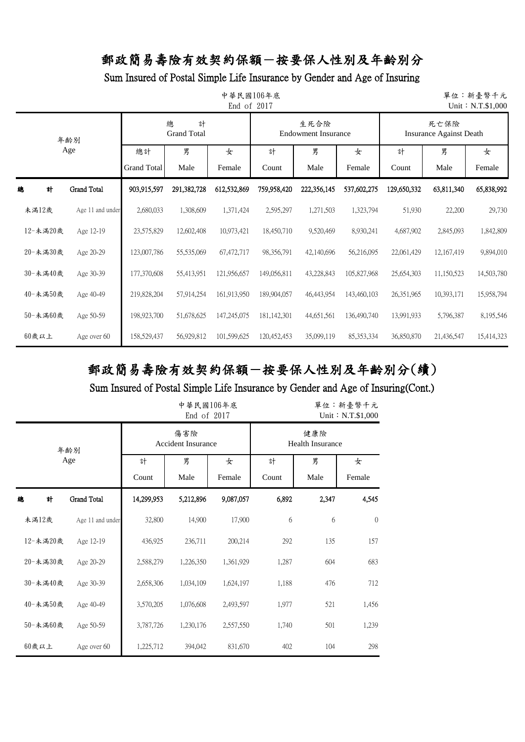# 郵政簡易壽險有效契約保額－按要保人性別及年齡別分

## Sum Insured of Postal Simple Life Insurance by Gender and Age of Insuring

中華民國106年底
End of 2017

單位：新臺幣千元
Unit：N.T.$1,000

| 年齡別 Age | | 總計 Grand Total | | | 生死合險 Endowment Insurance | | | 死亡保險 Insurance Against Death | | |
|---|---|---|---|---|---|---|---|---|---|---|
| | | 總計 Grand Total | 男 Male | 女 Female | 計 Count | 男 Male | 女 Female | 計 Count | 男 Male | 女 Female |
| 總　　計 | Grand Total | 903,915,597 | 291,382,728 | 612,532,869 | 759,958,420 | 222,356,145 | 537,602,275 | 129,650,332 | 63,811,340 | 65,838,992 |
| 未滿12歲 | Age 11 and under | 2,680,033 | 1,308,609 | 1,371,424 | 2,595,297 | 1,271,503 | 1,323,794 | 51,930 | 22,200 | 29,730 |
| 12-未滿20歲 | Age 12-19 | 23,575,829 | 12,602,408 | 10,973,421 | 18,450,710 | 9,520,469 | 8,930,241 | 4,687,902 | 2,845,093 | 1,842,809 |
| 20-未滿30歲 | Age 20-29 | 123,007,786 | 55,535,069 | 67,472,717 | 98,356,791 | 42,140,696 | 56,216,095 | 22,061,429 | 12,167,419 | 9,894,010 |
| 30-未滿40歲 | Age 30-39 | 177,370,608 | 55,413,951 | 121,956,657 | 149,056,811 | 43,228,843 | 105,827,968 | 25,654,303 | 11,150,523 | 14,503,780 |
| 40-未滿50歲 | Age 40-49 | 219,828,204 | 57,914,254 | 161,913,950 | 189,904,057 | 46,443,954 | 143,460,103 | 26,351,965 | 10,393,171 | 15,958,794 |
| 50-未滿60歲 | Age 50-59 | 198,923,700 | 51,678,625 | 147,245,075 | 181,142,301 | 44,651,561 | 136,490,740 | 13,991,933 | 5,796,387 | 8,195,546 |
| 60歲以上 | Age over 60 | 158,529,437 | 56,929,812 | 101,599,625 | 120,452,453 | 35,099,119 | 85,353,334 | 36,850,870 | 21,436,547 | 15,414,323 |

# 郵政簡易壽險有效契約保額－按要保人性別及年齡別分(續)

## Sum Insured of Postal Simple Life Insurance by Gender and Age of Insuring(Cont.)

中華民國106年底
End of 2017

單位：新臺幣千元
Unit：N.T.$1,000

| 年齡別 Age | | 傷害險 Accident Insurance | | | 健康險 Health Insurance | | |
|---|---|---|---|---|---|---|---|
| | | 計 Count | 男 Male | 女 Female | 計 Count | 男 Male | 女 Female |
| 總　　計 | Grand Total | 14,299,953 | 5,212,896 | 9,087,057 | 6,892 | 2,347 | 4,545 |
| 未滿12歲 | Age 11 and under | 32,800 | 14,900 | 17,900 | 6 | 6 | 0 |
| 12-未滿20歲 | Age 12-19 | 436,925 | 236,711 | 200,214 | 292 | 135 | 157 |
| 20-未滿30歲 | Age 20-29 | 2,588,279 | 1,226,350 | 1,361,929 | 1,287 | 604 | 683 |
| 30-未滿40歲 | Age 30-39 | 2,658,306 | 1,034,109 | 1,624,197 | 1,188 | 476 | 712 |
| 40-未滿50歲 | Age 40-49 | 3,570,205 | 1,076,608 | 2,493,597 | 1,977 | 521 | 1,456 |
| 50-未滿60歲 | Age 50-59 | 3,787,726 | 1,230,176 | 2,557,550 | 1,740 | 501 | 1,239 |
| 60歲以上 | Age over 60 | 1,225,712 | 394,042 | 831,670 | 402 | 104 | 298 |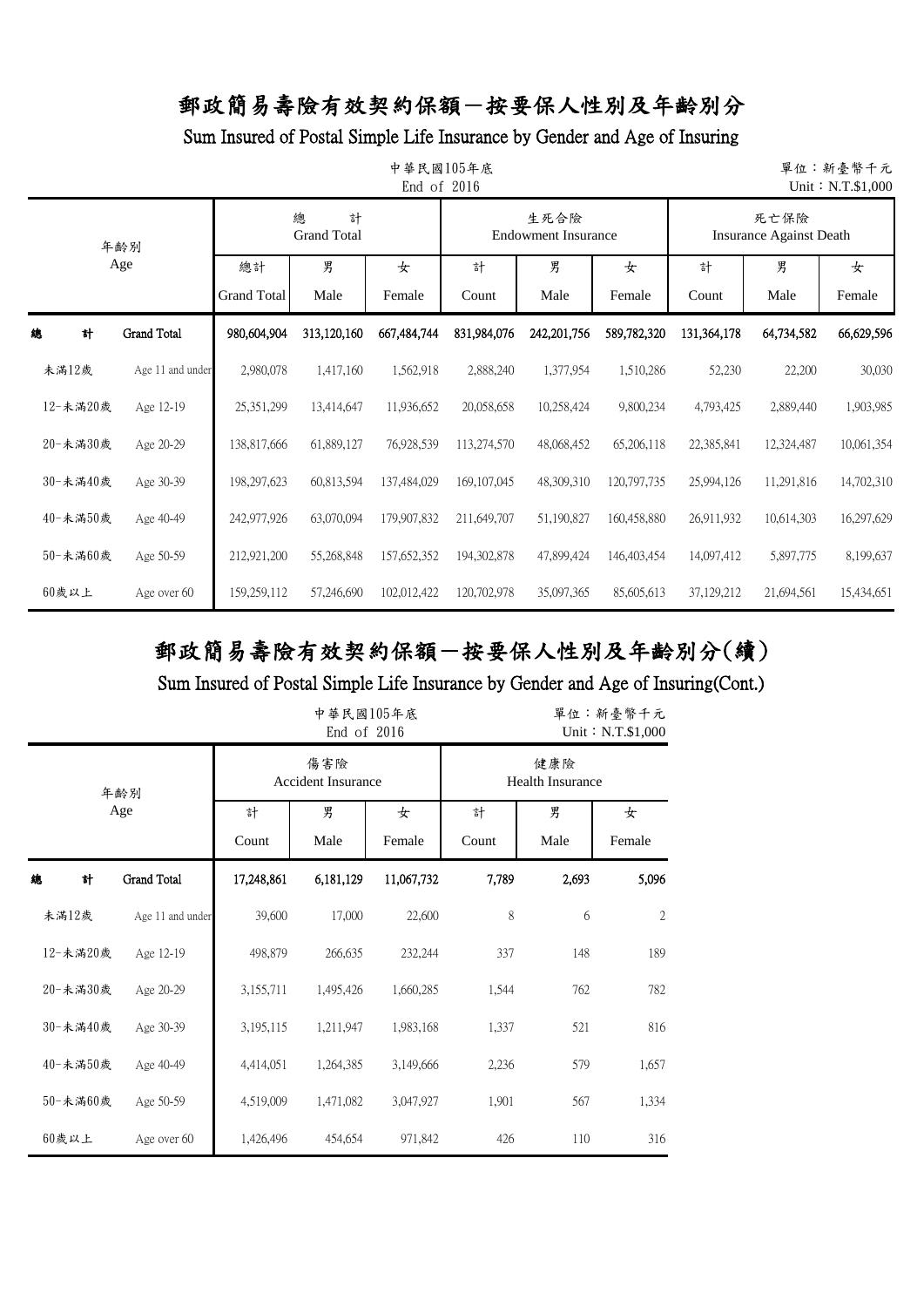# 郵政簡易壽險有效契約保額－按要保人性別及年齡別分

## Sum Insured of Postal Simple Life Insurance by Gender and Age of Insuring

中華民國105年底
End of 2016

單位：新臺幣千元
Unit：N.T.$1,000

| 年齡別 Age | | 總計 Grand Total | | | 生死合險 Endowment Insurance | | | 死亡保險 Insurance Against Death | | |
|---|---|---|---|---|---|---|---|---|---|---|
| | | 總計 Grand Total | 男 Male | 女 Female | 計 Count | 男 Male | 女 Female | 計 Count | 男 Male | 女 Female |
| **總　計** | **Grand Total** | **980,604,904** | **313,120,160** | **667,484,744** | **831,984,076** | **242,201,756** | **589,782,320** | **131,364,178** | **64,734,582** | **66,629,596** |
| 未滿12歲 | Age 11 and under | 2,980,078 | 1,417,160 | 1,562,918 | 2,888,240 | 1,377,954 | 1,510,286 | 52,230 | 22,200 | 30,030 |
| 12-未滿20歲 | Age 12-19 | 25,351,299 | 13,414,647 | 11,936,652 | 20,058,658 | 10,258,424 | 9,800,234 | 4,793,425 | 2,889,440 | 1,903,985 |
| 20-未滿30歲 | Age 20-29 | 138,817,666 | 61,889,127 | 76,928,539 | 113,274,570 | 48,068,452 | 65,206,118 | 22,385,841 | 12,324,487 | 10,061,354 |
| 30-未滿40歲 | Age 30-39 | 198,297,623 | 60,813,594 | 137,484,029 | 169,107,045 | 48,309,310 | 120,797,735 | 25,994,126 | 11,291,816 | 14,702,310 |
| 40-未滿50歲 | Age 40-49 | 242,977,926 | 63,070,094 | 179,907,832 | 211,649,707 | 51,190,827 | 160,458,880 | 26,911,932 | 10,614,303 | 16,297,629 |
| 50-未滿60歲 | Age 50-59 | 212,921,200 | 55,268,848 | 157,652,352 | 194,302,878 | 47,899,424 | 146,403,454 | 14,097,412 | 5,897,775 | 8,199,637 |
| 60歲以上 | Age over 60 | 159,259,112 | 57,246,690 | 102,012,422 | 120,702,978 | 35,097,365 | 85,605,613 | 37,129,212 | 21,694,561 | 15,434,651 |

# 郵政簡易壽險有效契約保額－按要保人性別及年齡別分(續)

## Sum Insured of Postal Simple Life Insurance by Gender and Age of Insuring(Cont.)

中華民國105年底
End of 2016

單位：新臺幣千元
Unit：N.T.$1,000

| 年齡別 Age | | 傷害險 Accident Insurance | | | 健康險 Health Insurance | | |
|---|---|---|---|---|---|---|---|
| | | 計 Count | 男 Male | 女 Female | 計 Count | 男 Male | 女 Female |
| **總　計** | **Grand Total** | **17,248,861** | **6,181,129** | **11,067,732** | **7,789** | **2,693** | **5,096** |
| 未滿12歲 | Age 11 and under | 39,600 | 17,000 | 22,600 | 8 | 6 | 2 |
| 12-未滿20歲 | Age 12-19 | 498,879 | 266,635 | 232,244 | 337 | 148 | 189 |
| 20-未滿30歲 | Age 20-29 | 3,155,711 | 1,495,426 | 1,660,285 | 1,544 | 762 | 782 |
| 30-未滿40歲 | Age 30-39 | 3,195,115 | 1,211,947 | 1,983,168 | 1,337 | 521 | 816 |
| 40-未滿50歲 | Age 40-49 | 4,414,051 | 1,264,385 | 3,149,666 | 2,236 | 579 | 1,657 |
| 50-未滿60歲 | Age 50-59 | 4,519,009 | 1,471,082 | 3,047,927 | 1,901 | 567 | 1,334 |
| 60歲以上 | Age over 60 | 1,426,496 | 454,654 | 971,842 | 426 | 110 | 316 |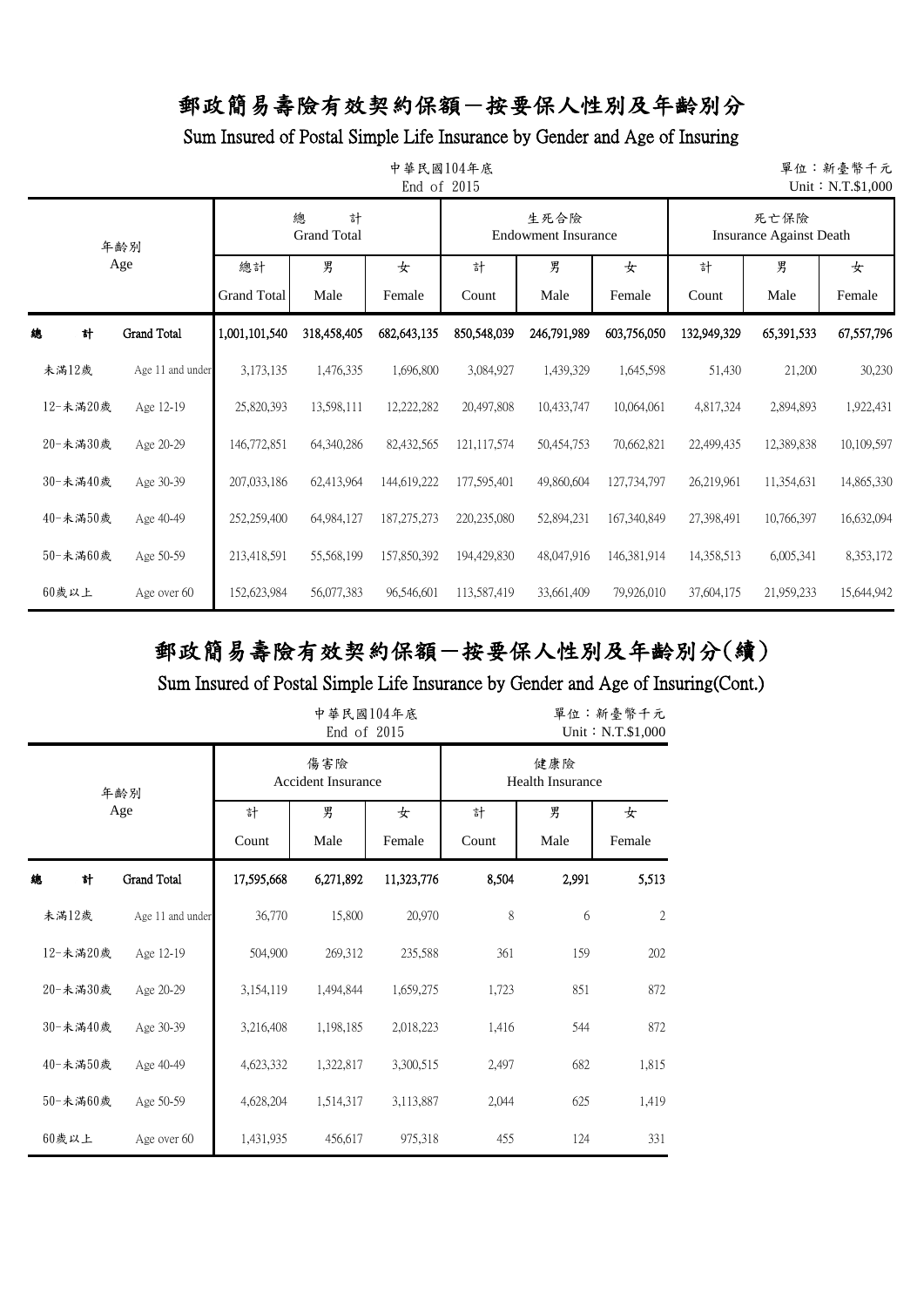# 郵政簡易壽險有效契約保額－按要保人性別及年齡別分

## Sum Insured of Postal Simple Life Insurance by Gender and Age of Insuring

中華民國104年底
End of 2015

單位：新臺幣千元
Unit：N.T.$1,000

| 年齡別 Age | | 總計 Grand Total | | | 生死合險 Endowment Insurance | | | 死亡保險 Insurance Against Death | | |
|---|---|---|---|---|---|---|---|---|---|---|
| | | 總計 Grand Total | 男 Male | 女 Female | 計 Count | 男 Male | 女 Female | 計 Count | 男 Male | 女 Female |
| 總計 | Grand Total | 1,001,101,540 | 318,458,405 | 682,643,135 | 850,548,039 | 246,791,989 | 603,756,050 | 132,949,329 | 65,391,533 | 67,557,796 |
| 未滿12歲 | Age 11 and under | 3,173,135 | 1,476,335 | 1,696,800 | 3,084,927 | 1,439,329 | 1,645,598 | 51,430 | 21,200 | 30,230 |
| 12-未滿20歲 | Age 12-19 | 25,820,393 | 13,598,111 | 12,222,282 | 20,497,808 | 10,433,747 | 10,064,061 | 4,817,324 | 2,894,893 | 1,922,431 |
| 20-未滿30歲 | Age 20-29 | 146,772,851 | 64,340,286 | 82,432,565 | 121,117,574 | 50,454,753 | 70,662,821 | 22,499,435 | 12,389,838 | 10,109,597 |
| 30-未滿40歲 | Age 30-39 | 207,033,186 | 62,413,964 | 144,619,222 | 177,595,401 | 49,860,604 | 127,734,797 | 26,219,961 | 11,354,631 | 14,865,330 |
| 40-未滿50歲 | Age 40-49 | 252,259,400 | 64,984,127 | 187,275,273 | 220,235,080 | 52,894,231 | 167,340,849 | 27,398,491 | 10,766,397 | 16,632,094 |
| 50-未滿60歲 | Age 50-59 | 213,418,591 | 55,568,199 | 157,850,392 | 194,429,830 | 48,047,916 | 146,381,914 | 14,358,513 | 6,005,341 | 8,353,172 |
| 60歲以上 | Age over 60 | 152,623,984 | 56,077,383 | 96,546,601 | 113,587,419 | 33,661,409 | 79,926,010 | 37,604,175 | 21,959,233 | 15,644,942 |

# 郵政簡易壽險有效契約保額－按要保人性別及年齡別分(續)

## Sum Insured of Postal Simple Life Insurance by Gender and Age of Insuring(Cont.)

中華民國104年底
End of 2015

單位：新臺幣千元
Unit：N.T.$1,000

| 年齡別 Age | | 傷害險 Accident Insurance | | | 健康險 Health Insurance | | |
|---|---|---|---|---|---|---|---|
| | | 計 Count | 男 Male | 女 Female | 計 Count | 男 Male | 女 Female |
| 總計 | Grand Total | 17,595,668 | 6,271,892 | 11,323,776 | 8,504 | 2,991 | 5,513 |
| 未滿12歲 | Age 11 and under | 36,770 | 15,800 | 20,970 | 8 | 6 | 2 |
| 12-未滿20歲 | Age 12-19 | 504,900 | 269,312 | 235,588 | 361 | 159 | 202 |
| 20-未滿30歲 | Age 20-29 | 3,154,119 | 1,494,844 | 1,659,275 | 1,723 | 851 | 872 |
| 30-未滿40歲 | Age 30-39 | 3,216,408 | 1,198,185 | 2,018,223 | 1,416 | 544 | 872 |
| 40-未滿50歲 | Age 40-49 | 4,623,332 | 1,322,817 | 3,300,515 | 2,497 | 682 | 1,815 |
| 50-未滿60歲 | Age 50-59 | 4,628,204 | 1,514,317 | 3,113,887 | 2,044 | 625 | 1,419 |
| 60歲以上 | Age over 60 | 1,431,935 | 456,617 | 975,318 | 455 | 124 | 331 |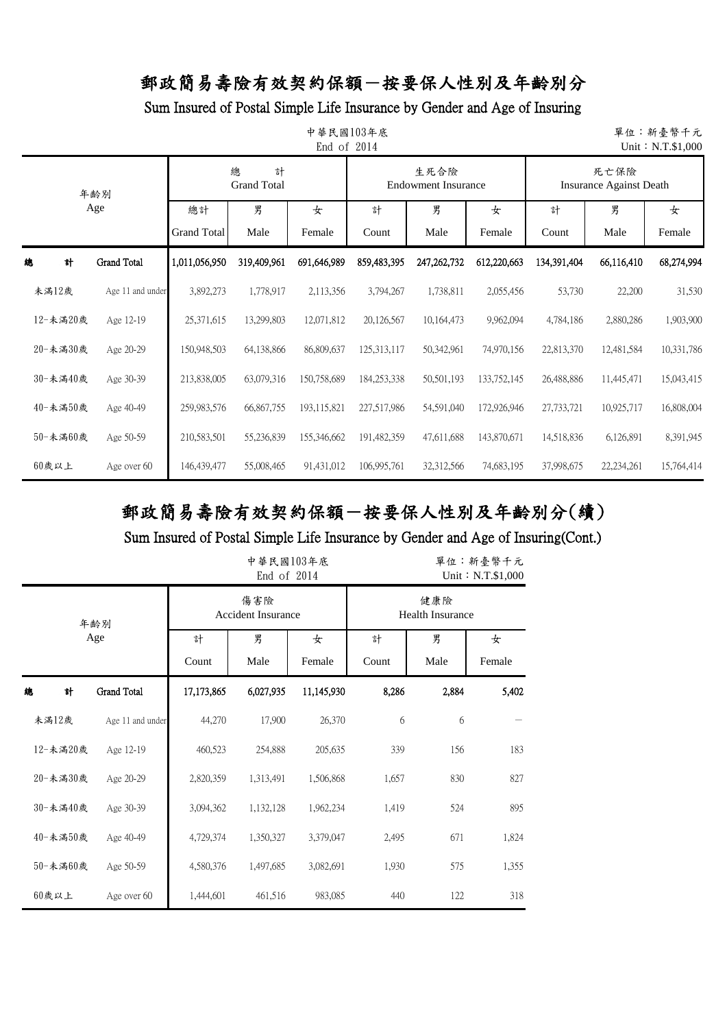# 郵政簡易壽險有效契約保額－按要保人性別及年齡別分

## Sum Insured of Postal Simple Life Insurance by Gender and Age of Insuring

中華民國103年底
End of 2014

單位：新臺幣千元
Unit：N.T.$1,000

| 年齡別 Age | | 總計 Grand Total | | | 生死合險 Endowment Insurance | | | 死亡保險 Insurance Against Death | | |
|---|---|---|---|---|---|---|---|---|---|---|
| | | 總計 Grand Total | 男 Male | 女 Female | 計 Count | 男 Male | 女 Female | 計 Count | 男 Male | 女 Female |
| 總　計 | Grand Total | 1,011,056,950 | 319,409,961 | 691,646,989 | 859,483,395 | 247,262,732 | 612,220,663 | 134,391,404 | 66,116,410 | 68,274,994 |
| 未滿12歲 | Age 11 and under | 3,892,273 | 1,778,917 | 2,113,356 | 3,794,267 | 1,738,811 | 2,055,456 | 53,730 | 22,200 | 31,530 |
| 12-未滿20歲 | Age 12-19 | 25,371,615 | 13,299,803 | 12,071,812 | 20,126,567 | 10,164,473 | 9,962,094 | 4,784,186 | 2,880,286 | 1,903,900 |
| 20-未滿30歲 | Age 20-29 | 150,948,503 | 64,138,866 | 86,809,637 | 125,313,117 | 50,342,961 | 74,970,156 | 22,813,370 | 12,481,584 | 10,331,786 |
| 30-未滿40歲 | Age 30-39 | 213,838,005 | 63,079,316 | 150,758,689 | 184,253,338 | 50,501,193 | 133,752,145 | 26,488,886 | 11,445,471 | 15,043,415 |
| 40-未滿50歲 | Age 40-49 | 259,983,576 | 66,867,755 | 193,115,821 | 227,517,986 | 54,591,040 | 172,926,946 | 27,733,721 | 10,925,717 | 16,808,004 |
| 50-未滿60歲 | Age 50-59 | 210,583,501 | 55,236,839 | 155,346,662 | 191,482,359 | 47,611,688 | 143,870,671 | 14,518,836 | 6,126,891 | 8,391,945 |
| 60歲以上 | Age over 60 | 146,439,477 | 55,008,465 | 91,431,012 | 106,995,761 | 32,312,566 | 74,683,195 | 37,998,675 | 22,234,261 | 15,764,414 |

# 郵政簡易壽險有效契約保額－按要保人性別及年齡別分(續)

## Sum Insured of Postal Simple Life Insurance by Gender and Age of Insuring(Cont.)

中華民國103年底
End of 2014

單位：新臺幣千元
Unit：N.T.$1,000

| 年齡別 Age | | 傷害險 Accident Insurance | | | 健康險 Health Insurance | | |
|---|---|---|---|---|---|---|---|
| | | 計 Count | 男 Male | 女 Female | 計 Count | 男 Male | 女 Female |
| 總　計 | Grand Total | 17,173,865 | 6,027,935 | 11,145,930 | 8,286 | 2,884 | 5,402 |
| 未滿12歲 | Age 11 and under | 44,270 | 17,900 | 26,370 | 6 | 6 | — |
| 12-未滿20歲 | Age 12-19 | 460,523 | 254,888 | 205,635 | 339 | 156 | 183 |
| 20-未滿30歲 | Age 20-29 | 2,820,359 | 1,313,491 | 1,506,868 | 1,657 | 830 | 827 |
| 30-未滿40歲 | Age 30-39 | 3,094,362 | 1,132,128 | 1,962,234 | 1,419 | 524 | 895 |
| 40-未滿50歲 | Age 40-49 | 4,729,374 | 1,350,327 | 3,379,047 | 2,495 | 671 | 1,824 |
| 50-未滿60歲 | Age 50-59 | 4,580,376 | 1,497,685 | 3,082,691 | 1,930 | 575 | 1,355 |
| 60歲以上 | Age over 60 | 1,444,601 | 461,516 | 983,085 | 440 | 122 | 318 |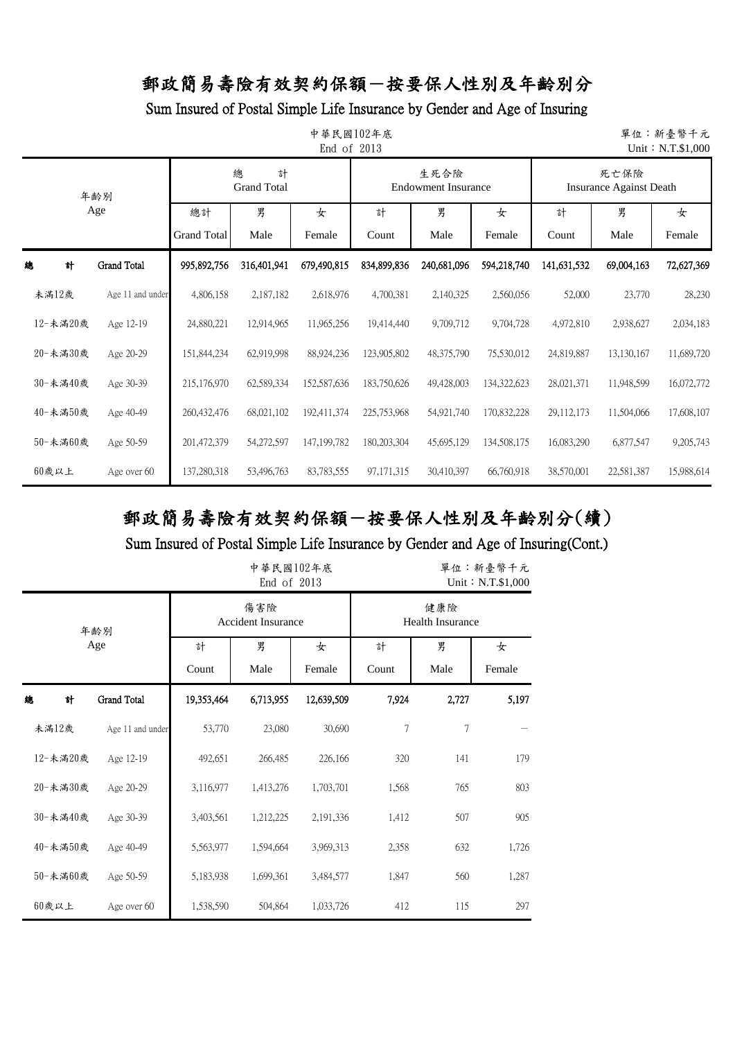# 郵政簡易壽險有效契約保額－按要保人性別及年齡別分

## Sum Insured of Postal Simple Life Insurance by Gender and Age of Insuring

中華民國102年底
End of 2013

單位：新臺幣千元
Unit：N.T.$1,000

| 年齡別 Age | | 總計 Grand Total | | | 生死合險 Endowment Insurance | | | 死亡保險 Insurance Against Death | | |
|---|---|---|---|---|---|---|---|---|---|---|
| | | 總計 Grand Total | 男 Male | 女 Female | 計 Count | 男 Male | 女 Female | 計 Count | 男 Male | 女 Female |
| 總計 | Grand Total | 995,892,756 | 316,401,941 | 679,490,815 | 834,899,836 | 240,681,096 | 594,218,740 | 141,631,532 | 69,004,163 | 72,627,369 |
| 未滿12歲 | Age 11 and under | 4,806,158 | 2,187,182 | 2,618,976 | 4,700,381 | 2,140,325 | 2,560,056 | 52,000 | 23,770 | 28,230 |
| 12-未滿20歲 | Age 12-19 | 24,880,221 | 12,914,965 | 11,965,256 | 19,414,440 | 9,709,712 | 9,704,728 | 4,972,810 | 2,938,627 | 2,034,183 |
| 20-未滿30歲 | Age 20-29 | 151,844,234 | 62,919,998 | 88,924,236 | 123,905,802 | 48,375,790 | 75,530,012 | 24,819,887 | 13,130,167 | 11,689,720 |
| 30-未滿40歲 | Age 30-39 | 215,176,970 | 62,589,334 | 152,587,636 | 183,750,626 | 49,428,003 | 134,322,623 | 28,021,371 | 11,948,599 | 16,072,772 |
| 40-未滿50歲 | Age 40-49 | 260,432,476 | 68,021,102 | 192,411,374 | 225,753,968 | 54,921,740 | 170,832,228 | 29,112,173 | 11,504,066 | 17,608,107 |
| 50-未滿60歲 | Age 50-59 | 201,472,379 | 54,272,597 | 147,199,782 | 180,203,304 | 45,695,129 | 134,508,175 | 16,083,290 | 6,877,547 | 9,205,743 |
| 60歲以上 | Age over 60 | 137,280,318 | 53,496,763 | 83,783,555 | 97,171,315 | 30,410,397 | 66,760,918 | 38,570,001 | 22,581,387 | 15,988,614 |

# 郵政簡易壽險有效契約保額－按要保人性別及年齡別分(續)

## Sum Insured of Postal Simple Life Insurance by Gender and Age of Insuring(Cont.)

中華民國102年底
End of 2013

單位：新臺幣千元
Unit：N.T.$1,000

| 年齡別 Age | | 傷害險 Accident Insurance | | | 健康險 Health Insurance | | |
|---|---|---|---|---|---|---|---|
| | | 計 Count | 男 Male | 女 Female | 計 Count | 男 Male | 女 Female |
| 總計 | Grand Total | 19,353,464 | 6,713,955 | 12,639,509 | 7,924 | 2,727 | 5,197 |
| 未滿12歲 | Age 11 and under | 53,770 | 23,080 | 30,690 | 7 | 7 | － |
| 12-未滿20歲 | Age 12-19 | 492,651 | 266,485 | 226,166 | 320 | 141 | 179 |
| 20-未滿30歲 | Age 20-29 | 3,116,977 | 1,413,276 | 1,703,701 | 1,568 | 765 | 803 |
| 30-未滿40歲 | Age 30-39 | 3,403,561 | 1,212,225 | 2,191,336 | 1,412 | 507 | 905 |
| 40-未滿50歲 | Age 40-49 | 5,563,977 | 1,594,664 | 3,969,313 | 2,358 | 632 | 1,726 |
| 50-未滿60歲 | Age 50-59 | 5,183,938 | 1,699,361 | 3,484,577 | 1,847 | 560 | 1,287 |
| 60歲以上 | Age over 60 | 1,538,590 | 504,864 | 1,033,726 | 412 | 115 | 297 |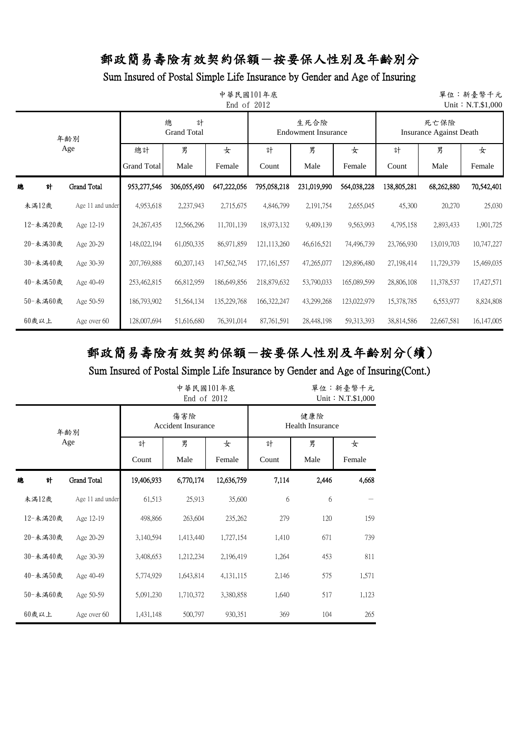# 郵政簡易壽險有效契約保額－按要保人性別及年齡別分

## Sum Insured of Postal Simple Life Insurance by Gender and Age of Insuring

中華民國101年底
End of 2012

單位：新臺幣千元
Unit：N.T.$1,000

| 年齡別 Age | | 總計 Grand Total | | | 生死合險 Endowment Insurance | | | 死亡保險 Insurance Against Death | | |
|---|---|---|---|---|---|---|---|---|---|---|
| | | 總計 Grand Total | 男 Male | 女 Female | 計 Count | 男 Male | 女 Female | 計 Count | 男 Male | 女 Female |
| 總計 | Grand Total | 953,277,546 | 306,055,490 | 647,222,056 | 795,058,218 | 231,019,990 | 564,038,228 | 138,805,281 | 68,262,880 | 70,542,401 |
| 未滿12歲 | Age 11 and under | 4,953,618 | 2,237,943 | 2,715,675 | 4,846,799 | 2,191,754 | 2,655,045 | 45,300 | 20,270 | 25,030 |
| 12-未滿20歲 | Age 12-19 | 24,267,435 | 12,566,296 | 11,701,139 | 18,973,132 | 9,409,139 | 9,563,993 | 4,795,158 | 2,893,433 | 1,901,725 |
| 20-未滿30歲 | Age 20-29 | 148,022,194 | 61,050,335 | 86,971,859 | 121,113,260 | 46,616,521 | 74,496,739 | 23,766,930 | 13,019,703 | 10,747,227 |
| 30-未滿40歲 | Age 30-39 | 207,769,888 | 60,207,143 | 147,562,745 | 177,161,557 | 47,265,077 | 129,896,480 | 27,198,414 | 11,729,379 | 15,469,035 |
| 40-未滿50歲 | Age 40-49 | 253,462,815 | 66,812,959 | 186,649,856 | 218,879,632 | 53,790,033 | 165,089,599 | 28,806,108 | 11,378,537 | 17,427,571 |
| 50-未滿60歲 | Age 50-59 | 186,793,902 | 51,564,134 | 135,229,768 | 166,322,247 | 43,299,268 | 123,022,979 | 15,378,785 | 6,553,977 | 8,824,808 |
| 60歲以上 | Age over 60 | 128,007,694 | 51,616,680 | 76,391,014 | 87,761,591 | 28,448,198 | 59,313,393 | 38,814,586 | 22,667,581 | 16,147,005 |

# 郵政簡易壽險有效契約保額－按要保人性別及年齡別分(續)

## Sum Insured of Postal Simple Life Insurance by Gender and Age of Insuring(Cont.)

中華民國101年底
End of 2012

單位：新臺幣千元
Unit：N.T.$1,000

| 年齡別 Age | | 傷害險 Accident Insurance | | | 健康險 Health Insurance | | |
|---|---|---|---|---|---|---|---|
| | | 計 Count | 男 Male | 女 Female | 計 Count | 男 Male | 女 Female |
| 總計 | Grand Total | 19,406,933 | 6,770,174 | 12,636,759 | 7,114 | 2,446 | 4,668 |
| 未滿12歲 | Age 11 and under | 61,513 | 25,913 | 35,600 | 6 | 6 | — |
| 12-未滿20歲 | Age 12-19 | 498,866 | 263,604 | 235,262 | 279 | 120 | 159 |
| 20-未滿30歲 | Age 20-29 | 3,140,594 | 1,413,440 | 1,727,154 | 1,410 | 671 | 739 |
| 30-未滿40歲 | Age 30-39 | 3,408,653 | 1,212,234 | 2,196,419 | 1,264 | 453 | 811 |
| 40-未滿50歲 | Age 40-49 | 5,774,929 | 1,643,814 | 4,131,115 | 2,146 | 575 | 1,571 |
| 50-未滿60歲 | Age 50-59 | 5,091,230 | 1,710,372 | 3,380,858 | 1,640 | 517 | 1,123 |
| 60歲以上 | Age over 60 | 1,431,148 | 500,797 | 930,351 | 369 | 104 | 265 |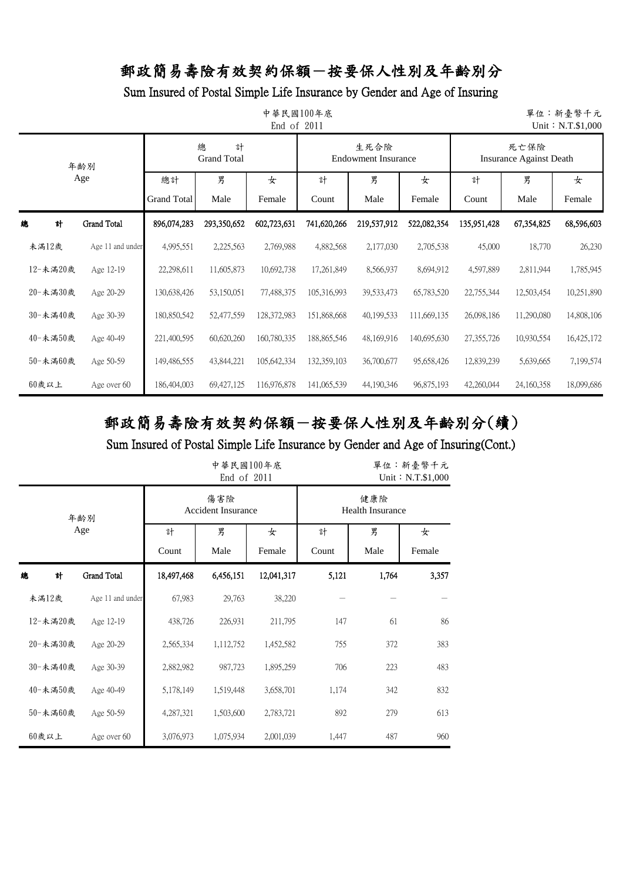# 郵政簡易壽險有效契約保額－按要保人性別及年齡別分

## Sum Insured of Postal Simple Life Insurance by Gender and Age of Insuring

中華民國100年底
End of 2011

單位：新臺幣千元
Unit：N.T.$1,000

| 年齡別 Age | | 總計 Grand Total | | | 生死合險 Endowment Insurance | | | 死亡保險 Insurance Against Death | | |
|---|---|---|---|---|---|---|---|---|---|---|
| | | 總計 Grand Total | 男 Male | 女 Female | 計 Count | 男 Male | 女 Female | 計 Count | 男 Male | 女 Female |
| 總計 | Grand Total | 896,074,283 | 293,350,652 | 602,723,631 | 741,620,266 | 219,537,912 | 522,082,354 | 135,951,428 | 67,354,825 | 68,596,603 |
| 未滿12歲 | Age 11 and under | 4,995,551 | 2,225,563 | 2,769,988 | 4,882,568 | 2,177,030 | 2,705,538 | 45,000 | 18,770 | 26,230 |
| 12-未滿20歲 | Age 12-19 | 22,298,611 | 11,605,873 | 10,692,738 | 17,261,849 | 8,566,937 | 8,694,912 | 4,597,889 | 2,811,944 | 1,785,945 |
| 20-未滿30歲 | Age 20-29 | 130,638,426 | 53,150,051 | 77,488,375 | 105,316,993 | 39,533,473 | 65,783,520 | 22,755,344 | 12,503,454 | 10,251,890 |
| 30-未滿40歲 | Age 30-39 | 180,850,542 | 52,477,559 | 128,372,983 | 151,868,668 | 40,199,533 | 111,669,135 | 26,098,186 | 11,290,080 | 14,808,106 |
| 40-未滿50歲 | Age 40-49 | 221,400,595 | 60,620,260 | 160,780,335 | 188,865,546 | 48,169,916 | 140,695,630 | 27,355,726 | 10,930,554 | 16,425,172 |
| 50-未滿60歲 | Age 50-59 | 149,486,555 | 43,844,221 | 105,642,334 | 132,359,103 | 36,700,677 | 95,658,426 | 12,839,239 | 5,639,665 | 7,199,574 |
| 60歲以上 | Age over 60 | 186,404,003 | 69,427,125 | 116,976,878 | 141,065,539 | 44,190,346 | 96,875,193 | 42,260,044 | 24,160,358 | 18,099,686 |

# 郵政簡易壽險有效契約保額－按要保人性別及年齡別分(續)

## Sum Insured of Postal Simple Life Insurance by Gender and Age of Insuring(Cont.)

中華民國100年底
End of 2011

單位：新臺幣千元
Unit：N.T.$1,000

| 年齡別 Age | | 傷害險 Accident Insurance | | | 健康險 Health Insurance | | |
|---|---|---|---|---|---|---|---|
| | | 計 Count | 男 Male | 女 Female | 計 Count | 男 Male | 女 Female |
| 總計 | Grand Total | 18,497,468 | 6,456,151 | 12,041,317 | 5,121 | 1,764 | 3,357 |
| 未滿12歲 | Age 11 and under | 67,983 | 29,763 | 38,220 | — | — | — |
| 12-未滿20歲 | Age 12-19 | 438,726 | 226,931 | 211,795 | 147 | 61 | 86 |
| 20-未滿30歲 | Age 20-29 | 2,565,334 | 1,112,752 | 1,452,582 | 755 | 372 | 383 |
| 30-未滿40歲 | Age 30-39 | 2,882,982 | 987,723 | 1,895,259 | 706 | 223 | 483 |
| 40-未滿50歲 | Age 40-49 | 5,178,149 | 1,519,448 | 3,658,701 | 1,174 | 342 | 832 |
| 50-未滿60歲 | Age 50-59 | 4,287,321 | 1,503,600 | 2,783,721 | 892 | 279 | 613 |
| 60歲以上 | Age over 60 | 3,076,973 | 1,075,934 | 2,001,039 | 1,447 | 487 | 960 |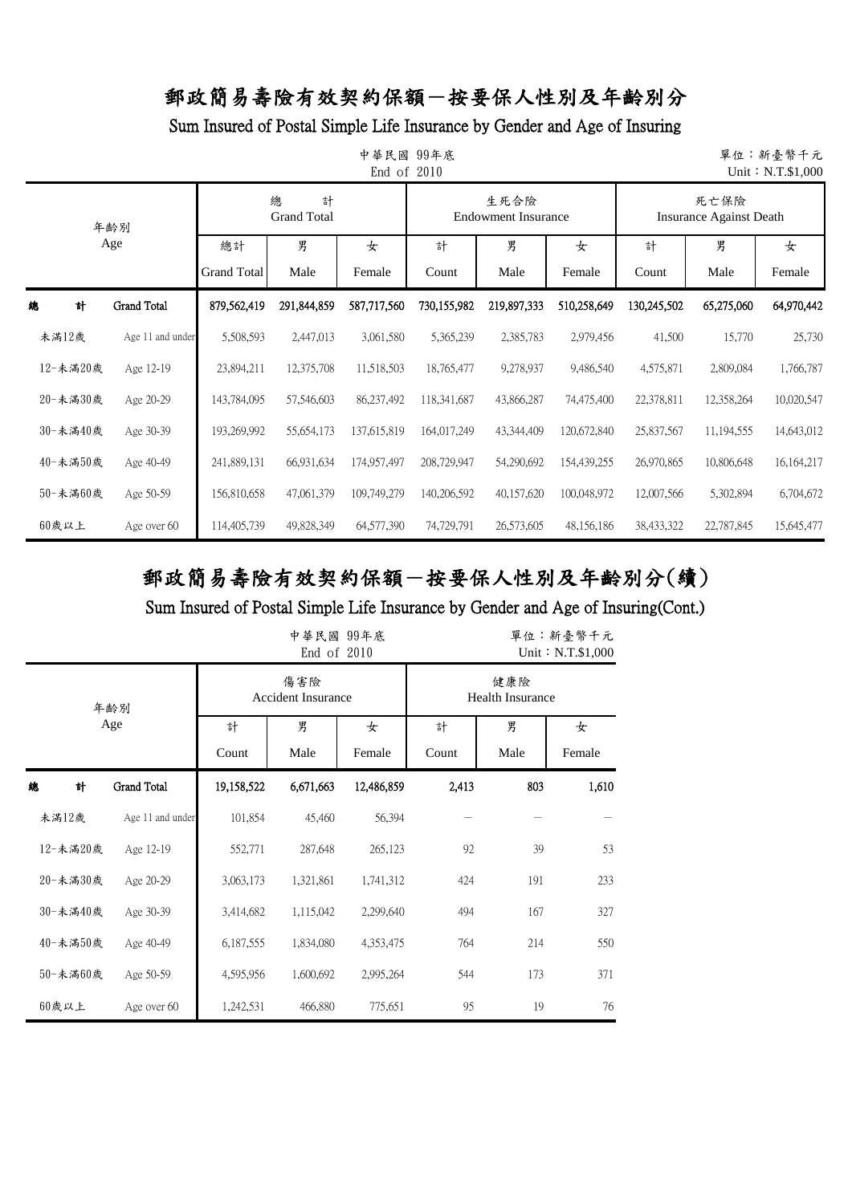# 郵政簡易壽險有效契約保額－按要保人性別及年齡別分

## Sum Insured of Postal Simple Life Insurance by Gender and Age of Insuring

中華民國 99年底
End of 2010

單位：新臺幣千元
Unit：N.T.$1,000

| 年齡別 Age | | 總計 Grand Total | | | 生死合險 Endowment Insurance | | | 死亡保險 Insurance Against Death | | |
|---|---|---|---|---|---|---|---|---|---|---|
| | | 總計 Grand Total | 男 Male | 女 Female | 計 Count | 男 Male | 女 Female | 計 Count | 男 Male | 女 Female |
| 總計 | Grand Total | 879,562,419 | 291,844,859 | 587,717,560 | 730,155,982 | 219,897,333 | 510,258,649 | 130,245,502 | 65,275,060 | 64,970,442 |
| 未滿12歲 | Age 11 and under | 5,508,593 | 2,447,013 | 3,061,580 | 5,365,239 | 2,385,783 | 2,979,456 | 41,500 | 15,770 | 25,730 |
| 12-未滿20歲 | Age 12-19 | 23,894,211 | 12,375,708 | 11,518,503 | 18,765,477 | 9,278,937 | 9,486,540 | 4,575,871 | 2,809,084 | 1,766,787 |
| 20-未滿30歲 | Age 20-29 | 143,784,095 | 57,546,603 | 86,237,492 | 118,341,687 | 43,866,287 | 74,475,400 | 22,378,811 | 12,358,264 | 10,020,547 |
| 30-未滿40歲 | Age 30-39 | 193,269,992 | 55,654,173 | 137,615,819 | 164,017,249 | 43,344,409 | 120,672,840 | 25,837,567 | 11,194,555 | 14,643,012 |
| 40-未滿50歲 | Age 40-49 | 241,889,131 | 66,931,634 | 174,957,497 | 208,729,947 | 54,290,692 | 154,439,255 | 26,970,865 | 10,806,648 | 16,164,217 |
| 50-未滿60歲 | Age 50-59 | 156,810,658 | 47,061,379 | 109,749,279 | 140,206,592 | 40,157,620 | 100,048,972 | 12,007,566 | 5,302,894 | 6,704,672 |
| 60歲以上 | Age over 60 | 114,405,739 | 49,828,349 | 64,577,390 | 74,729,791 | 26,573,605 | 48,156,186 | 38,433,322 | 22,787,845 | 15,645,477 |

# 郵政簡易壽險有效契約保額－按要保人性別及年齡別分(續)

## Sum Insured of Postal Simple Life Insurance by Gender and Age of Insuring(Cont.)

中華民國 99年底
End of 2010

單位：新臺幣千元
Unit：N.T.$1,000

| 年齡別 Age | | 傷害險 Accident Insurance | | | 健康險 Health Insurance | | |
|---|---|---|---|---|---|---|---|
| | | 計 Count | 男 Male | 女 Female | 計 Count | 男 Male | 女 Female |
| 總計 | Grand Total | 19,158,522 | 6,671,663 | 12,486,859 | 2,413 | 803 | 1,610 |
| 未滿12歲 | Age 11 and under | 101,854 | 45,460 | 56,394 | — | — | — |
| 12-未滿20歲 | Age 12-19 | 552,771 | 287,648 | 265,123 | 92 | 39 | 53 |
| 20-未滿30歲 | Age 20-29 | 3,063,173 | 1,321,861 | 1,741,312 | 424 | 191 | 233 |
| 30-未滿40歲 | Age 30-39 | 3,414,682 | 1,115,042 | 2,299,640 | 494 | 167 | 327 |
| 40-未滿50歲 | Age 40-49 | 6,187,555 | 1,834,080 | 4,353,475 | 764 | 214 | 550 |
| 50-未滿60歲 | Age 50-59 | 4,595,956 | 1,600,692 | 2,995,264 | 544 | 173 | 371 |
| 60歲以上 | Age over 60 | 1,242,531 | 466,880 | 775,651 | 95 | 19 | 76 |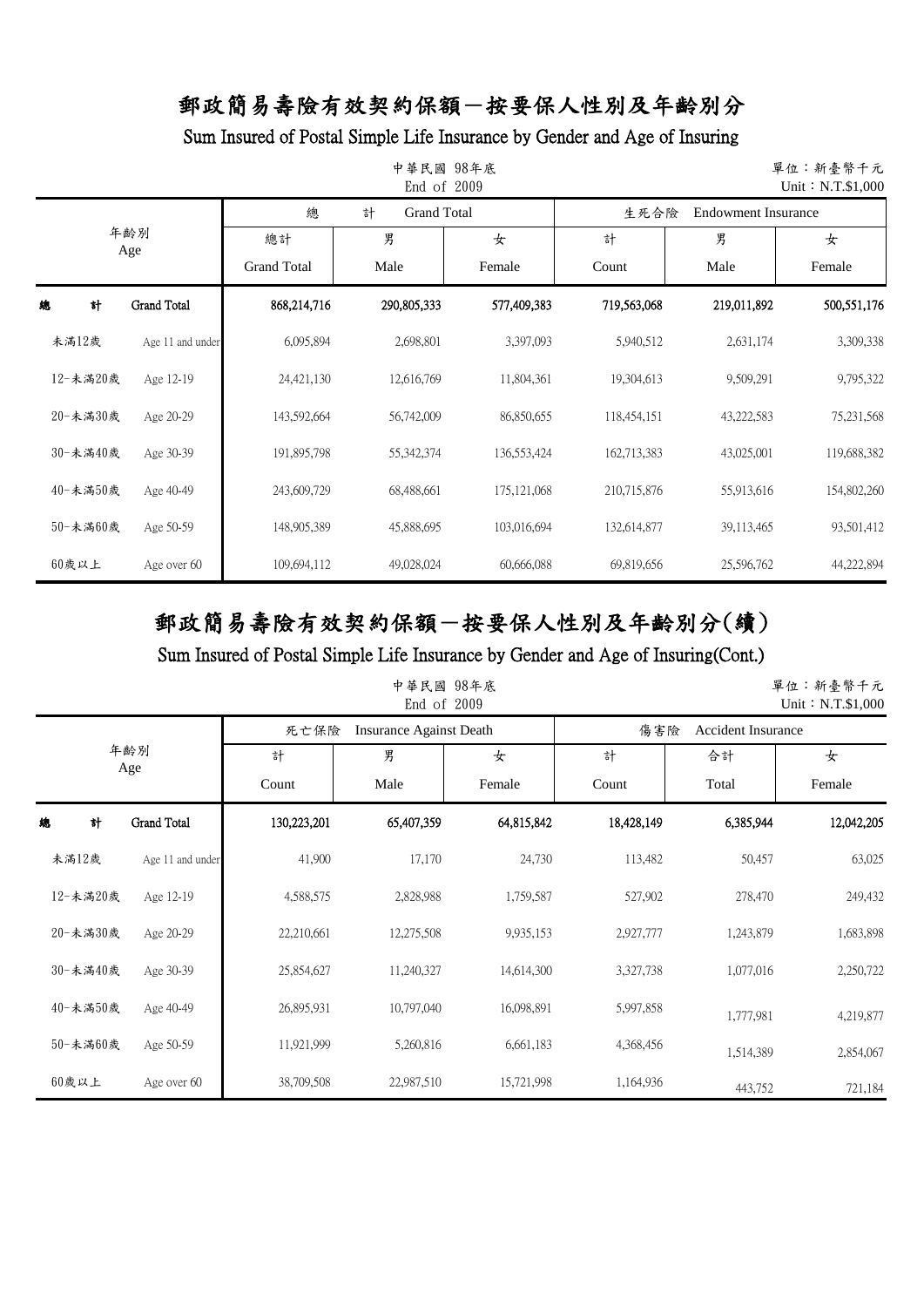# 郵政簡易壽險有效契約保額－按要保人性別及年齡別分

## Sum Insured of Postal Simple Life Insurance by Gender and Age of Insuring

中華民國 98年底
End of 2009

單位：新臺幣千元
Unit：N.T.$1,000

| 年齡別 Age | | 總計 Grand Total 總計 Grand Total | 總計 Grand Total 男 Male | 總計 Grand Total 女 Female | 生死合險 Endowment Insurance 計 Count | 生死合險 Endowment Insurance 男 Male | 生死合險 Endowment Insurance 女 Female |
|---|---|---|---|---|---|---|---|
| 總計 | Grand Total | 868,214,716 | 290,805,333 | 577,409,383 | 719,563,068 | 219,011,892 | 500,551,176 |
| 未滿12歲 | Age 11 and under | 6,095,894 | 2,698,801 | 3,397,093 | 5,940,512 | 2,631,174 | 3,309,338 |
| 12-未滿20歲 | Age 12-19 | 24,421,130 | 12,616,769 | 11,804,361 | 19,304,613 | 9,509,291 | 9,795,322 |
| 20-未滿30歲 | Age 20-29 | 143,592,664 | 56,742,009 | 86,850,655 | 118,454,151 | 43,222,583 | 75,231,568 |
| 30-未滿40歲 | Age 30-39 | 191,895,798 | 55,342,374 | 136,553,424 | 162,713,383 | 43,025,001 | 119,688,382 |
| 40-未滿50歲 | Age 40-49 | 243,609,729 | 68,488,661 | 175,121,068 | 210,715,876 | 55,913,616 | 154,802,260 |
| 50-未滿60歲 | Age 50-59 | 148,905,389 | 45,888,695 | 103,016,694 | 132,614,877 | 39,113,465 | 93,501,412 |
| 60歲以上 | Age over 60 | 109,694,112 | 49,028,024 | 60,666,088 | 69,819,656 | 25,596,762 | 44,222,894 |

# 郵政簡易壽險有效契約保額－按要保人性別及年齡別分(續)

## Sum Insured of Postal Simple Life Insurance by Gender and Age of Insuring(Cont.)

中華民國 98年底
End of 2009

單位：新臺幣千元
Unit：N.T.$1,000

| 年齡別 Age | | 死亡保險 Insurance Against Death 計 Count | 死亡保險 Insurance Against Death 男 Male | 死亡保險 Insurance Against Death 女 Female | 傷害險 Accident Insurance 計 Count | 傷害險 Accident Insurance 合計 Total | 傷害險 Accident Insurance 女 Female |
|---|---|---|---|---|---|---|---|
| 總計 | Grand Total | 130,223,201 | 65,407,359 | 64,815,842 | 18,428,149 | 6,385,944 | 12,042,205 |
| 未滿12歲 | Age 11 and under | 41,900 | 17,170 | 24,730 | 113,482 | 50,457 | 63,025 |
| 12-未滿20歲 | Age 12-19 | 4,588,575 | 2,828,988 | 1,759,587 | 527,902 | 278,470 | 249,432 |
| 20-未滿30歲 | Age 20-29 | 22,210,661 | 12,275,508 | 9,935,153 | 2,927,777 | 1,243,879 | 1,683,898 |
| 30-未滿40歲 | Age 30-39 | 25,854,627 | 11,240,327 | 14,614,300 | 3,327,738 | 1,077,016 | 2,250,722 |
| 40-未滿50歲 | Age 40-49 | 26,895,931 | 10,797,040 | 16,098,891 | 5,997,858 | 1,777,981 | 4,219,877 |
| 50-未滿60歲 | Age 50-59 | 11,921,999 | 5,260,816 | 6,661,183 | 4,368,456 | 1,514,389 | 2,854,067 |
| 60歲以上 | Age over 60 | 38,709,508 | 22,987,510 | 15,721,998 | 1,164,936 | 443,752 | 721,184 |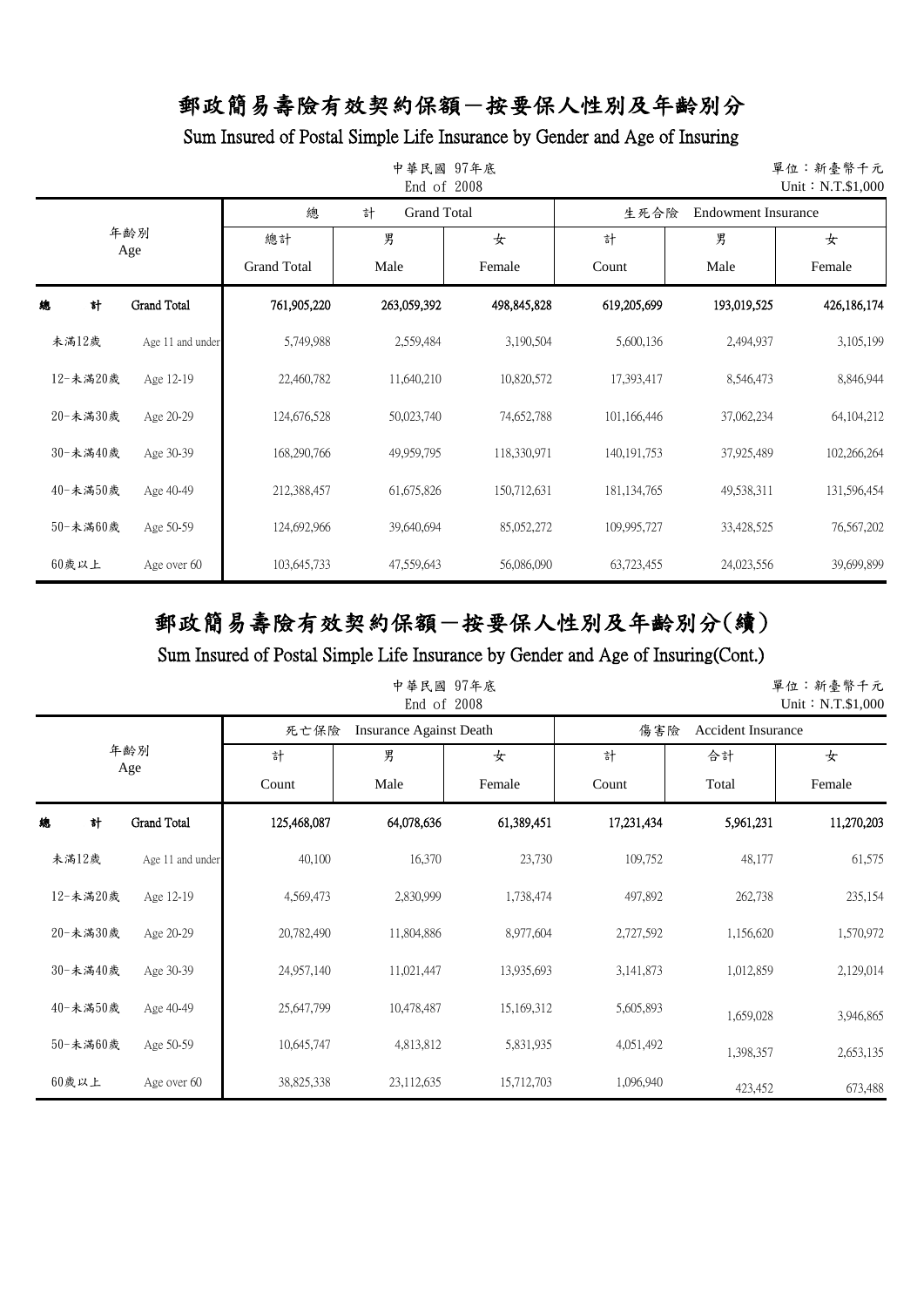# 郵政簡易壽險有效契約保額－按要保人性別及年齡別分

## Sum Insured of Postal Simple Life Insurance by Gender and Age of Insuring

中華民國 97年底
End of 2008

單位：新臺幣千元
Unit：N.T.$1,000

| 年齡別 Age | | 總 計 Grand Total | | | 生死合險 Endowment Insurance | | |
|---|---|---|---|---|---|---|---|
| | | 總計 Grand Total | 男 Male | 女 Female | 計 Count | 男 Male | 女 Female |
| 總 計 | Grand Total | 761,905,220 | 263,059,392 | 498,845,828 | 619,205,699 | 193,019,525 | 426,186,174 |
| 未滿12歲 | Age 11 and under | 5,749,988 | 2,559,484 | 3,190,504 | 5,600,136 | 2,494,937 | 3,105,199 |
| 12-未滿20歲 | Age 12-19 | 22,460,782 | 11,640,210 | 10,820,572 | 17,393,417 | 8,546,473 | 8,846,944 |
| 20-未滿30歲 | Age 20-29 | 124,676,528 | 50,023,740 | 74,652,788 | 101,166,446 | 37,062,234 | 64,104,212 |
| 30-未滿40歲 | Age 30-39 | 168,290,766 | 49,959,795 | 118,330,971 | 140,191,753 | 37,925,489 | 102,266,264 |
| 40-未滿50歲 | Age 40-49 | 212,388,457 | 61,675,826 | 150,712,631 | 181,134,765 | 49,538,311 | 131,596,454 |
| 50-未滿60歲 | Age 50-59 | 124,692,966 | 39,640,694 | 85,052,272 | 109,995,727 | 33,428,525 | 76,567,202 |
| 60歲以上 | Age over 60 | 103,645,733 | 47,559,643 | 56,086,090 | 63,723,455 | 24,023,556 | 39,699,899 |

# 郵政簡易壽險有效契約保額－按要保人性別及年齡別分(續)

## Sum Insured of Postal Simple Life Insurance by Gender and Age of Insuring(Cont.)

中華民國 97年底
End of 2008

單位：新臺幣千元
Unit：N.T.$1,000

| 年齡別 Age | | 死亡保險 Insurance Against Death | | | 傷害險 Accident Insurance | | |
|---|---|---|---|---|---|---|---|
| | | 計 Count | 男 Male | 女 Female | 計 Count | 合計 Total | 女 Female |
| 總 計 | Grand Total | 125,468,087 | 64,078,636 | 61,389,451 | 17,231,434 | 5,961,231 | 11,270,203 |
| 未滿12歲 | Age 11 and under | 40,100 | 16,370 | 23,730 | 109,752 | 48,177 | 61,575 |
| 12-未滿20歲 | Age 12-19 | 4,569,473 | 2,830,999 | 1,738,474 | 497,892 | 262,738 | 235,154 |
| 20-未滿30歲 | Age 20-29 | 20,782,490 | 11,804,886 | 8,977,604 | 2,727,592 | 1,156,620 | 1,570,972 |
| 30-未滿40歲 | Age 30-39 | 24,957,140 | 11,021,447 | 13,935,693 | 3,141,873 | 1,012,859 | 2,129,014 |
| 40-未滿50歲 | Age 40-49 | 25,647,799 | 10,478,487 | 15,169,312 | 5,605,893 | 1,659,028 | 3,946,865 |
| 50-未滿60歲 | Age 50-59 | 10,645,747 | 4,813,812 | 5,831,935 | 4,051,492 | 1,398,357 | 2,653,135 |
| 60歲以上 | Age over 60 | 38,825,338 | 23,112,635 | 15,712,703 | 1,096,940 | 423,452 | 673,488 |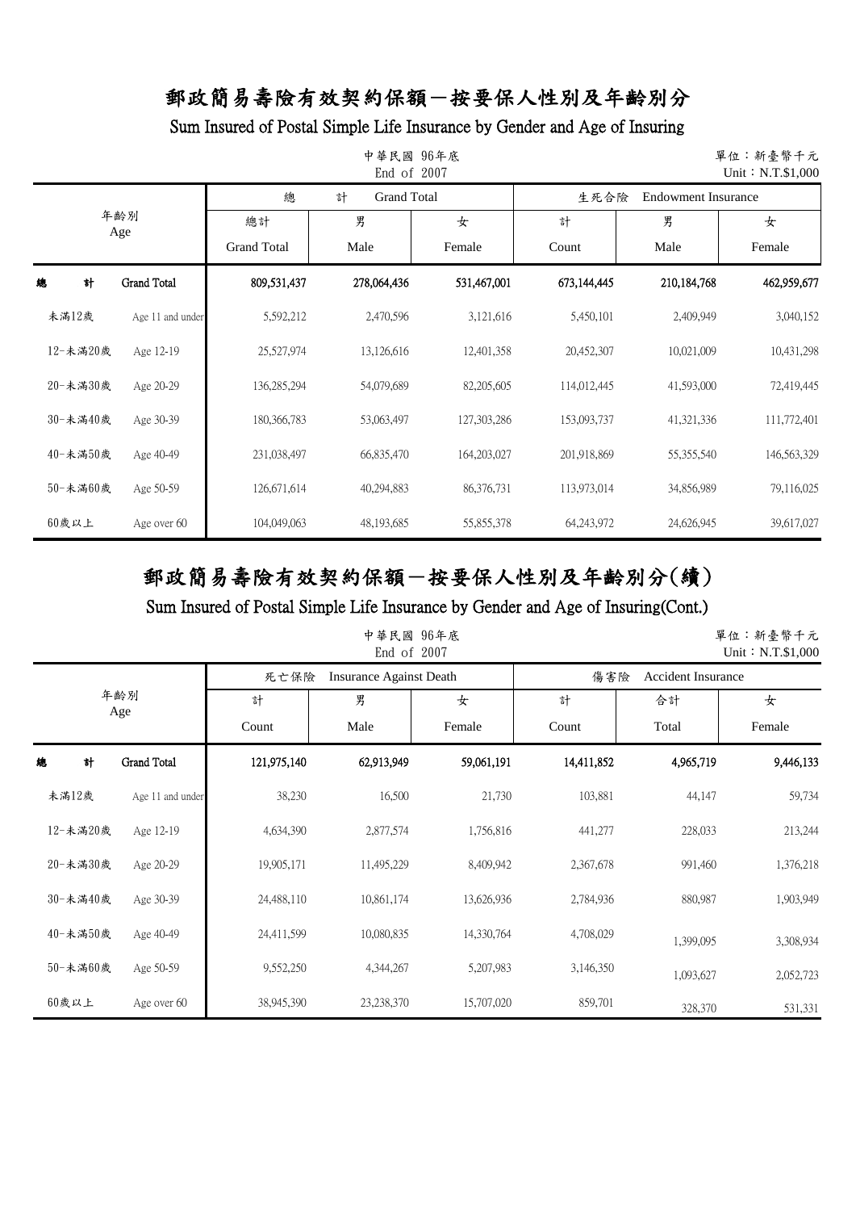# 郵政簡易壽險有效契約保額－按要保人性別及年齡別分

## Sum Insured of Postal Simple Life Insurance by Gender and Age of Insuring

中華民國 96年底
End of 2007

單位：新臺幣千元
Unit：N.T.$1,000

| 年齡別 Age | | 總計 Grand Total 總計 Grand Total | 男 Male | 女 Female | 生死合險 Endowment Insurance 計 Count | 男 Male | 女 Female |
|---|---|---|---|---|---|---|---|
| 總計 | Grand Total | 809,531,437 | 278,064,436 | 531,467,001 | 673,144,445 | 210,184,768 | 462,959,677 |
| 未滿12歲 | Age 11 and under | 5,592,212 | 2,470,596 | 3,121,616 | 5,450,101 | 2,409,949 | 3,040,152 |
| 12-未滿20歲 | Age 12-19 | 25,527,974 | 13,126,616 | 12,401,358 | 20,452,307 | 10,021,009 | 10,431,298 |
| 20-未滿30歲 | Age 20-29 | 136,285,294 | 54,079,689 | 82,205,605 | 114,012,445 | 41,593,000 | 72,419,445 |
| 30-未滿40歲 | Age 30-39 | 180,366,783 | 53,063,497 | 127,303,286 | 153,093,737 | 41,321,336 | 111,772,401 |
| 40-未滿50歲 | Age 40-49 | 231,038,497 | 66,835,470 | 164,203,027 | 201,918,869 | 55,355,540 | 146,563,329 |
| 50-未滿60歲 | Age 50-59 | 126,671,614 | 40,294,883 | 86,376,731 | 113,973,014 | 34,856,989 | 79,116,025 |
| 60歲以上 | Age over 60 | 104,049,063 | 48,193,685 | 55,855,378 | 64,243,972 | 24,626,945 | 39,617,027 |

# 郵政簡易壽險有效契約保額－按要保人性別及年齡別分(續)

## Sum Insured of Postal Simple Life Insurance by Gender and Age of Insuring(Cont.)

中華民國 96年底
End of 2007

單位：新臺幣千元
Unit：N.T.$1,000

| 年齡別 Age | | 死亡保險 Insurance Against Death 計 Count | 男 Male | 女 Female | 傷害險 Accident Insurance 計 Count | 合計 Total | 女 Female |
|---|---|---|---|---|---|---|---|
| 總計 | Grand Total | 121,975,140 | 62,913,949 | 59,061,191 | 14,411,852 | 4,965,719 | 9,446,133 |
| 未滿12歲 | Age 11 and under | 38,230 | 16,500 | 21,730 | 103,881 | 44,147 | 59,734 |
| 12-未滿20歲 | Age 12-19 | 4,634,390 | 2,877,574 | 1,756,816 | 441,277 | 228,033 | 213,244 |
| 20-未滿30歲 | Age 20-29 | 19,905,171 | 11,495,229 | 8,409,942 | 2,367,678 | 991,460 | 1,376,218 |
| 30-未滿40歲 | Age 30-39 | 24,488,110 | 10,861,174 | 13,626,936 | 2,784,936 | 880,987 | 1,903,949 |
| 40-未滿50歲 | Age 40-49 | 24,411,599 | 10,080,835 | 14,330,764 | 4,708,029 | 1,399,095 | 3,308,934 |
| 50-未滿60歲 | Age 50-59 | 9,552,250 | 4,344,267 | 5,207,983 | 3,146,350 | 1,093,627 | 2,052,723 |
| 60歲以上 | Age over 60 | 38,945,390 | 23,238,370 | 15,707,020 | 859,701 | 328,370 | 531,331 |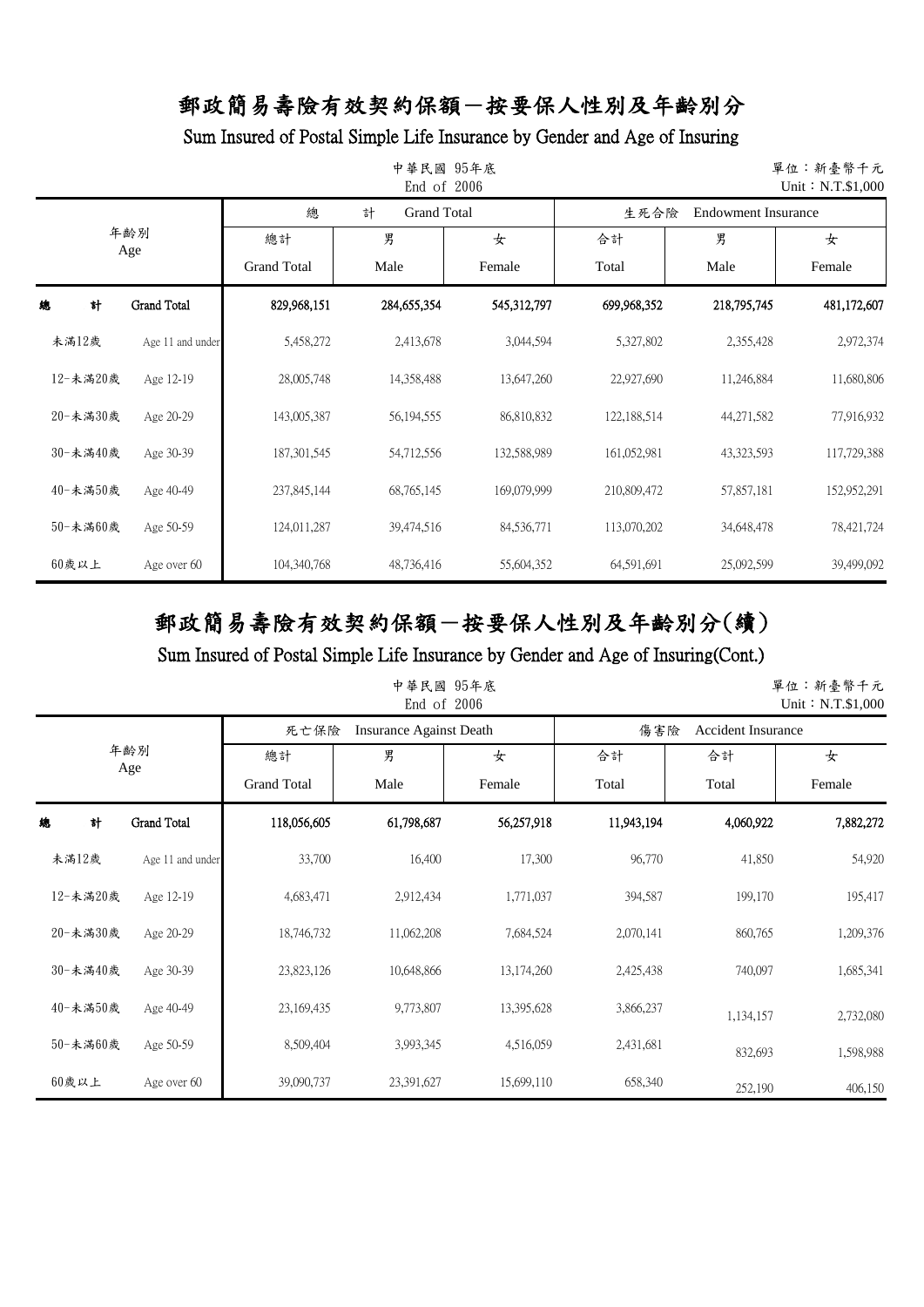# 郵政簡易壽險有效契約保額－按要保人性別及年齡別分

## Sum Insured of Postal Simple Life Insurance by Gender and Age of Insuring

中華民國 95年底
End of 2006

單位：新臺幣千元
Unit：N.T.$1,000

| 年齡別 Age | | 總計 Grand Total | | | 生死合險 Endowment Insurance | | |
|---|---|---|---|---|---|---|---|
| | | 總計 Grand Total | 男 Male | 女 Female | 合計 Total | 男 Male | 女 Female |
| 總計 | Grand Total | 829,968,151 | 284,655,354 | 545,312,797 | 699,968,352 | 218,795,745 | 481,172,607 |
| 未滿12歲 | Age 11 and under | 5,458,272 | 2,413,678 | 3,044,594 | 5,327,802 | 2,355,428 | 2,972,374 |
| 12-未滿20歲 | Age 12-19 | 28,005,748 | 14,358,488 | 13,647,260 | 22,927,690 | 11,246,884 | 11,680,806 |
| 20-未滿30歲 | Age 20-29 | 143,005,387 | 56,194,555 | 86,810,832 | 122,188,514 | 44,271,582 | 77,916,932 |
| 30-未滿40歲 | Age 30-39 | 187,301,545 | 54,712,556 | 132,588,989 | 161,052,981 | 43,323,593 | 117,729,388 |
| 40-未滿50歲 | Age 40-49 | 237,845,144 | 68,765,145 | 169,079,999 | 210,809,472 | 57,857,181 | 152,952,291 |
| 50-未滿60歲 | Age 50-59 | 124,011,287 | 39,474,516 | 84,536,771 | 113,070,202 | 34,648,478 | 78,421,724 |
| 60歲以上 | Age over 60 | 104,340,768 | 48,736,416 | 55,604,352 | 64,591,691 | 25,092,599 | 39,499,092 |

# 郵政簡易壽險有效契約保額－按要保人性別及年齡別分(續)

## Sum Insured of Postal Simple Life Insurance by Gender and Age of Insuring(Cont.)

中華民國 95年底
End of 2006

單位：新臺幣千元
Unit：N.T.$1,000

| 年齡別 Age | | 死亡保險 Insurance Against Death | | | 傷害險 Accident Insurance | | |
|---|---|---|---|---|---|---|---|
| | | 總計 Grand Total | 男 Male | 女 Female | 合計 Total | 合計 Total | 女 Female |
| 總計 | Grand Total | 118,056,605 | 61,798,687 | 56,257,918 | 11,943,194 | 4,060,922 | 7,882,272 |
| 未滿12歲 | Age 11 and under | 33,700 | 16,400 | 17,300 | 96,770 | 41,850 | 54,920 |
| 12-未滿20歲 | Age 12-19 | 4,683,471 | 2,912,434 | 1,771,037 | 394,587 | 199,170 | 195,417 |
| 20-未滿30歲 | Age 20-29 | 18,746,732 | 11,062,208 | 7,684,524 | 2,070,141 | 860,765 | 1,209,376 |
| 30-未滿40歲 | Age 30-39 | 23,823,126 | 10,648,866 | 13,174,260 | 2,425,438 | 740,097 | 1,685,341 |
| 40-未滿50歲 | Age 40-49 | 23,169,435 | 9,773,807 | 13,395,628 | 3,866,237 | 1,134,157 | 2,732,080 |
| 50-未滿60歲 | Age 50-59 | 8,509,404 | 3,993,345 | 4,516,059 | 2,431,681 | 832,693 | 1,598,988 |
| 60歲以上 | Age over 60 | 39,090,737 | 23,391,627 | 15,699,110 | 658,340 | 252,190 | 406,150 |